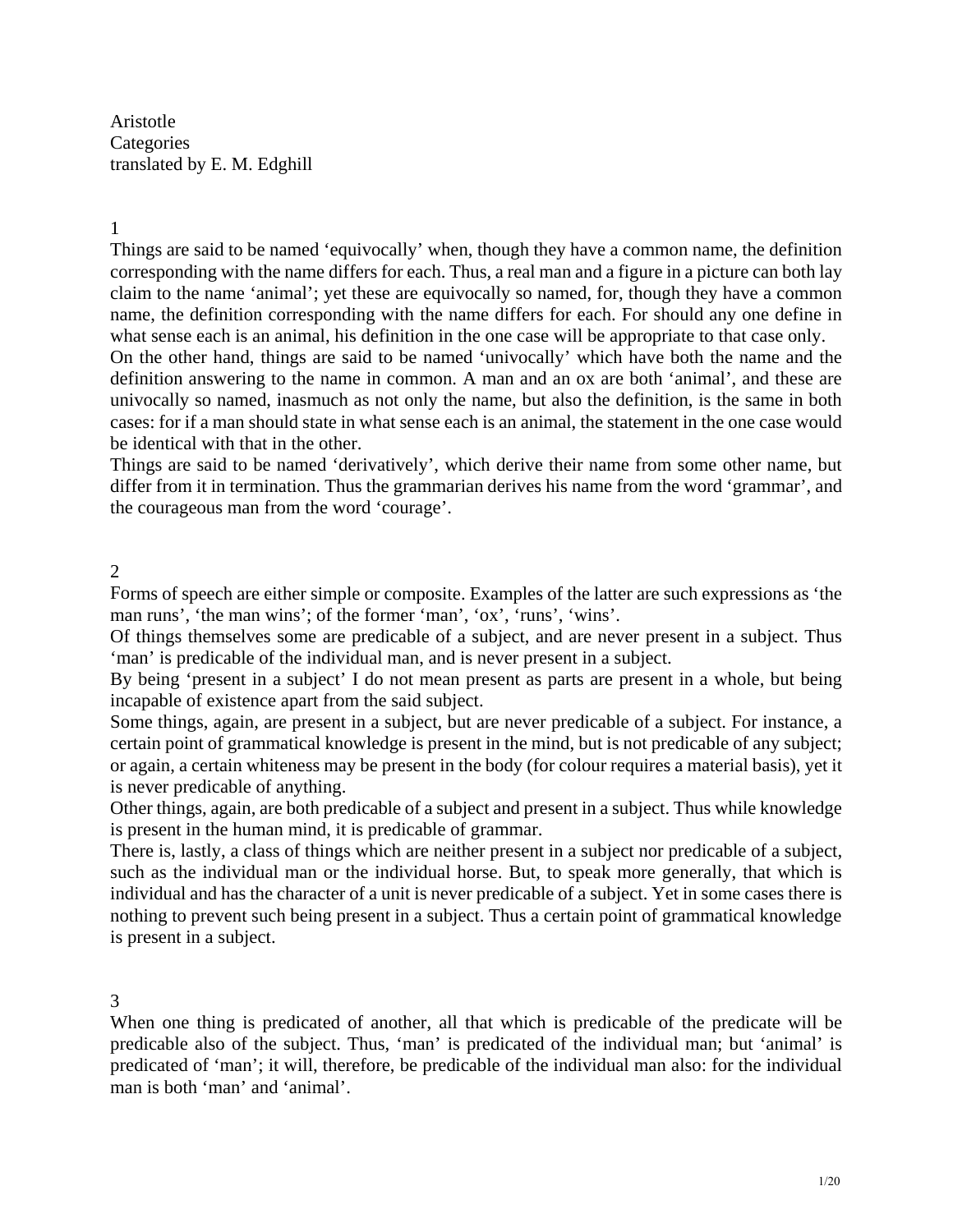Aristotle
Categories
translated by E. M. Edghill

## 1

Things are said to be named 'equivocally' when, though they have a common name, the definition corresponding with the name differs for each. Thus, a real man and a figure in a picture can both lay claim to the name 'animal'; yet these are equivocally so named, for, though they have a common name, the definition corresponding with the name differs for each. For should any one define in what sense each is an animal, his definition in the one case will be appropriate to that case only.

On the other hand, things are said to be named 'univocally' which have both the name and the definition answering to the name in common. A man and an ox are both 'animal', and these are univocally so named, inasmuch as not only the name, but also the definition, is the same in both cases: for if a man should state in what sense each is an animal, the statement in the one case would be identical with that in the other.

Things are said to be named 'derivatively', which derive their name from some other name, but differ from it in termination. Thus the grammarian derives his name from the word 'grammar', and the courageous man from the word 'courage'.

## 2

Forms of speech are either simple or composite. Examples of the latter are such expressions as 'the man runs', 'the man wins'; of the former 'man', 'ox', 'runs', 'wins'.

Of things themselves some are predicable of a subject, and are never present in a subject. Thus 'man' is predicable of the individual man, and is never present in a subject.

By being 'present in a subject' I do not mean present as parts are present in a whole, but being incapable of existence apart from the said subject.

Some things, again, are present in a subject, but are never predicable of a subject. For instance, a certain point of grammatical knowledge is present in the mind, but is not predicable of any subject; or again, a certain whiteness may be present in the body (for colour requires a material basis), yet it is never predicable of anything.

Other things, again, are both predicable of a subject and present in a subject. Thus while knowledge is present in the human mind, it is predicable of grammar.

There is, lastly, a class of things which are neither present in a subject nor predicable of a subject, such as the individual man or the individual horse. But, to speak more generally, that which is individual and has the character of a unit is never predicable of a subject. Yet in some cases there is nothing to prevent such being present in a subject. Thus a certain point of grammatical knowledge is present in a subject.

## 3

When one thing is predicated of another, all that which is predicable of the predicate will be predicable also of the subject. Thus, 'man' is predicated of the individual man; but 'animal' is predicated of 'man'; it will, therefore, be predicable of the individual man also: for the individual man is both 'man' and 'animal'.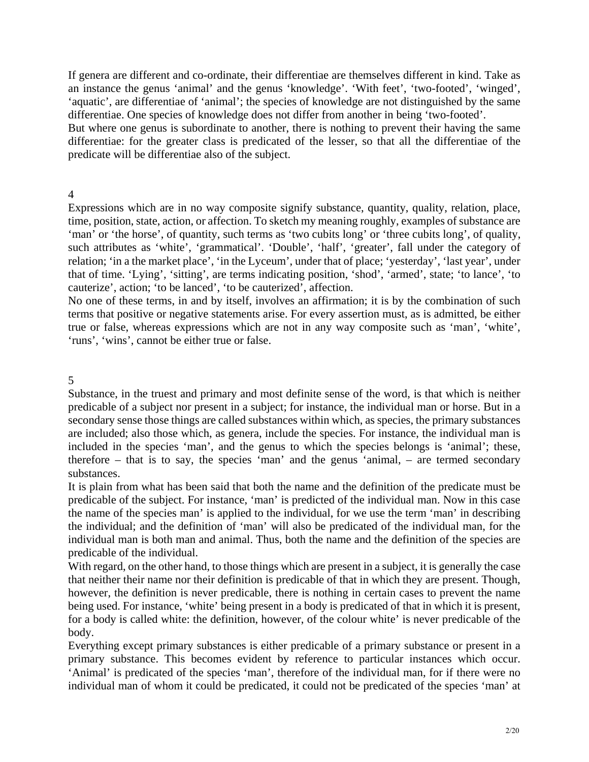If genera are different and co-ordinate, their differentiae are themselves different in kind. Take as an instance the genus 'animal' and the genus 'knowledge'. 'With feet', 'two-footed', 'winged', 'aquatic', are differentiae of 'animal'; the species of knowledge are not distinguished by the same differentiae. One species of knowledge does not differ from another in being 'two-footed'.

But where one genus is subordinate to another, there is nothing to prevent their having the same differentiae: for the greater class is predicated of the lesser, so that all the differentiae of the predicate will be differentiae also of the subject.

## 4

Expressions which are in no way composite signify substance, quantity, quality, relation, place, time, position, state, action, or affection. To sketch my meaning roughly, examples of substance are 'man' or 'the horse', of quantity, such terms as 'two cubits long' or 'three cubits long', of quality, such attributes as 'white', 'grammatical'. 'Double', 'half', 'greater', fall under the category of relation; 'in a the market place', 'in the Lyceum', under that of place; 'yesterday', 'last year', under that of time. 'Lying', 'sitting', are terms indicating position, 'shod', 'armed', state; 'to lance', 'to cauterize', action; 'to be lanced', 'to be cauterized', affection.

No one of these terms, in and by itself, involves an affirmation; it is by the combination of such terms that positive or negative statements arise. For every assertion must, as is admitted, be either true or false, whereas expressions which are not in any way composite such as 'man', 'white', 'runs', 'wins', cannot be either true or false.

## 5

Substance, in the truest and primary and most definite sense of the word, is that which is neither predicable of a subject nor present in a subject; for instance, the individual man or horse. But in a secondary sense those things are called substances within which, as species, the primary substances are included; also those which, as genera, include the species. For instance, the individual man is included in the species 'man', and the genus to which the species belongs is 'animal'; these, therefore – that is to say, the species 'man' and the genus 'animal, – are termed secondary substances.

It is plain from what has been said that both the name and the definition of the predicate must be predicable of the subject. For instance, 'man' is predicted of the individual man. Now in this case the name of the species man' is applied to the individual, for we use the term 'man' in describing the individual; and the definition of 'man' will also be predicated of the individual man, for the individual man is both man and animal. Thus, both the name and the definition of the species are predicable of the individual.

With regard, on the other hand, to those things which are present in a subject, it is generally the case that neither their name nor their definition is predicable of that in which they are present. Though, however, the definition is never predicable, there is nothing in certain cases to prevent the name being used. For instance, 'white' being present in a body is predicated of that in which it is present, for a body is called white: the definition, however, of the colour white' is never predicable of the body.

Everything except primary substances is either predicable of a primary substance or present in a primary substance. This becomes evident by reference to particular instances which occur. 'Animal' is predicated of the species 'man', therefore of the individual man, for if there were no individual man of whom it could be predicated, it could not be predicated of the species 'man' at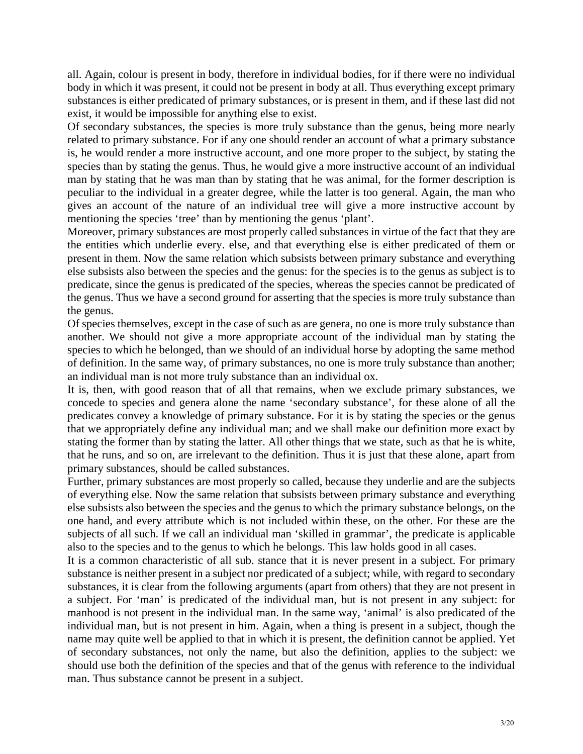all. Again, colour is present in body, therefore in individual bodies, for if there were no individual body in which it was present, it could not be present in body at all. Thus everything except primary substances is either predicated of primary substances, or is present in them, and if these last did not exist, it would be impossible for anything else to exist.

Of secondary substances, the species is more truly substance than the genus, being more nearly related to primary substance. For if any one should render an account of what a primary substance is, he would render a more instructive account, and one more proper to the subject, by stating the species than by stating the genus. Thus, he would give a more instructive account of an individual man by stating that he was man than by stating that he was animal, for the former description is peculiar to the individual in a greater degree, while the latter is too general. Again, the man who gives an account of the nature of an individual tree will give a more instructive account by mentioning the species 'tree' than by mentioning the genus 'plant'.

Moreover, primary substances are most properly called substances in virtue of the fact that they are the entities which underlie every. else, and that everything else is either predicated of them or present in them. Now the same relation which subsists between primary substance and everything else subsists also between the species and the genus: for the species is to the genus as subject is to predicate, since the genus is predicated of the species, whereas the species cannot be predicated of the genus. Thus we have a second ground for asserting that the species is more truly substance than the genus.

Of species themselves, except in the case of such as are genera, no one is more truly substance than another. We should not give a more appropriate account of the individual man by stating the species to which he belonged, than we should of an individual horse by adopting the same method of definition. In the same way, of primary substances, no one is more truly substance than another; an individual man is not more truly substance than an individual ox.

It is, then, with good reason that of all that remains, when we exclude primary substances, we concede to species and genera alone the name 'secondary substance', for these alone of all the predicates convey a knowledge of primary substance. For it is by stating the species or the genus that we appropriately define any individual man; and we shall make our definition more exact by stating the former than by stating the latter. All other things that we state, such as that he is white, that he runs, and so on, are irrelevant to the definition. Thus it is just that these alone, apart from primary substances, should be called substances.

Further, primary substances are most properly so called, because they underlie and are the subjects of everything else. Now the same relation that subsists between primary substance and everything else subsists also between the species and the genus to which the primary substance belongs, on the one hand, and every attribute which is not included within these, on the other. For these are the subjects of all such. If we call an individual man 'skilled in grammar', the predicate is applicable also to the species and to the genus to which he belongs. This law holds good in all cases.

It is a common characteristic of all sub. stance that it is never present in a subject. For primary substance is neither present in a subject nor predicated of a subject; while, with regard to secondary substances, it is clear from the following arguments (apart from others) that they are not present in a subject. For 'man' is predicated of the individual man, but is not present in any subject: for manhood is not present in the individual man. In the same way, 'animal' is also predicated of the individual man, but is not present in him. Again, when a thing is present in a subject, though the name may quite well be applied to that in which it is present, the definition cannot be applied. Yet of secondary substances, not only the name, but also the definition, applies to the subject: we should use both the definition of the species and that of the genus with reference to the individual man. Thus substance cannot be present in a subject.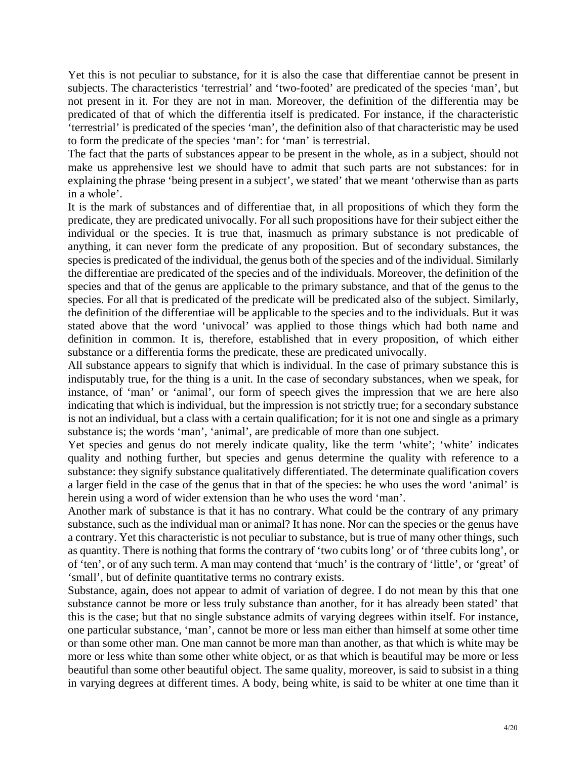Yet this is not peculiar to substance, for it is also the case that differentiae cannot be present in subjects. The characteristics 'terrestrial' and 'two-footed' are predicated of the species 'man', but not present in it. For they are not in man. Moreover, the definition of the differentia may be predicated of that of which the differentia itself is predicated. For instance, if the characteristic 'terrestrial' is predicated of the species 'man', the definition also of that characteristic may be used to form the predicate of the species 'man': for 'man' is terrestrial.

The fact that the parts of substances appear to be present in the whole, as in a subject, should not make us apprehensive lest we should have to admit that such parts are not substances: for in explaining the phrase 'being present in a subject', we stated' that we meant 'otherwise than as parts in a whole'.

It is the mark of substances and of differentiae that, in all propositions of which they form the predicate, they are predicated univocally. For all such propositions have for their subject either the individual or the species. It is true that, inasmuch as primary substance is not predicable of anything, it can never form the predicate of any proposition. But of secondary substances, the species is predicated of the individual, the genus both of the species and of the individual. Similarly the differentiae are predicated of the species and of the individuals. Moreover, the definition of the species and that of the genus are applicable to the primary substance, and that of the genus to the species. For all that is predicated of the predicate will be predicated also of the subject. Similarly, the definition of the differentiae will be applicable to the species and to the individuals. But it was stated above that the word 'univocal' was applied to those things which had both name and definition in common. It is, therefore, established that in every proposition, of which either substance or a differentia forms the predicate, these are predicated univocally.

All substance appears to signify that which is individual. In the case of primary substance this is indisputably true, for the thing is a unit. In the case of secondary substances, when we speak, for instance, of 'man' or 'animal', our form of speech gives the impression that we are here also indicating that which is individual, but the impression is not strictly true; for a secondary substance is not an individual, but a class with a certain qualification; for it is not one and single as a primary substance is; the words 'man', 'animal', are predicable of more than one subject.

Yet species and genus do not merely indicate quality, like the term 'white'; 'white' indicates quality and nothing further, but species and genus determine the quality with reference to a substance: they signify substance qualitatively differentiated. The determinate qualification covers a larger field in the case of the genus that in that of the species: he who uses the word 'animal' is herein using a word of wider extension than he who uses the word 'man'.

Another mark of substance is that it has no contrary. What could be the contrary of any primary substance, such as the individual man or animal? It has none. Nor can the species or the genus have a contrary. Yet this characteristic is not peculiar to substance, but is true of many other things, such as quantity. There is nothing that forms the contrary of 'two cubits long' or of 'three cubits long', or of 'ten', or of any such term. A man may contend that 'much' is the contrary of 'little', or 'great' of 'small', but of definite quantitative terms no contrary exists.

Substance, again, does not appear to admit of variation of degree. I do not mean by this that one substance cannot be more or less truly substance than another, for it has already been stated' that this is the case; but that no single substance admits of varying degrees within itself. For instance, one particular substance, 'man', cannot be more or less man either than himself at some other time or than some other man. One man cannot be more man than another, as that which is white may be more or less white than some other white object, or as that which is beautiful may be more or less beautiful than some other beautiful object. The same quality, moreover, is said to subsist in a thing in varying degrees at different times. A body, being white, is said to be whiter at one time than it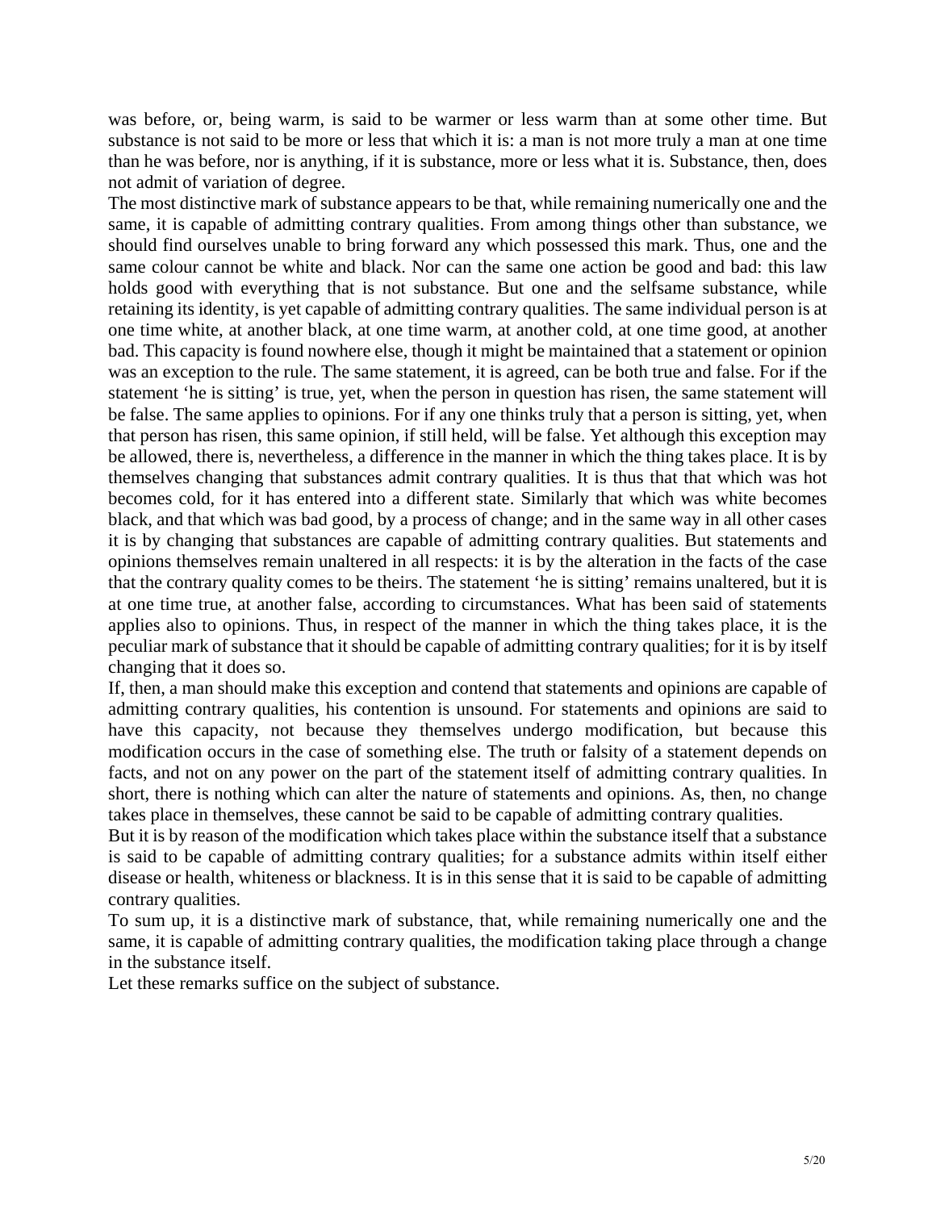was before, or, being warm, is said to be warmer or less warm than at some other time. But substance is not said to be more or less that which it is: a man is not more truly a man at one time than he was before, nor is anything, if it is substance, more or less what it is. Substance, then, does not admit of variation of degree.

The most distinctive mark of substance appears to be that, while remaining numerically one and the same, it is capable of admitting contrary qualities. From among things other than substance, we should find ourselves unable to bring forward any which possessed this mark. Thus, one and the same colour cannot be white and black. Nor can the same one action be good and bad: this law holds good with everything that is not substance. But one and the selfsame substance, while retaining its identity, is yet capable of admitting contrary qualities. The same individual person is at one time white, at another black, at one time warm, at another cold, at one time good, at another bad. This capacity is found nowhere else, though it might be maintained that a statement or opinion was an exception to the rule. The same statement, it is agreed, can be both true and false. For if the statement 'he is sitting' is true, yet, when the person in question has risen, the same statement will be false. The same applies to opinions. For if any one thinks truly that a person is sitting, yet, when that person has risen, this same opinion, if still held, will be false. Yet although this exception may be allowed, there is, nevertheless, a difference in the manner in which the thing takes place. It is by themselves changing that substances admit contrary qualities. It is thus that that which was hot becomes cold, for it has entered into a different state. Similarly that which was white becomes black, and that which was bad good, by a process of change; and in the same way in all other cases it is by changing that substances are capable of admitting contrary qualities. But statements and opinions themselves remain unaltered in all respects: it is by the alteration in the facts of the case that the contrary quality comes to be theirs. The statement 'he is sitting' remains unaltered, but it is at one time true, at another false, according to circumstances. What has been said of statements applies also to opinions. Thus, in respect of the manner in which the thing takes place, it is the peculiar mark of substance that it should be capable of admitting contrary qualities; for it is by itself changing that it does so.

If, then, a man should make this exception and contend that statements and opinions are capable of admitting contrary qualities, his contention is unsound. For statements and opinions are said to have this capacity, not because they themselves undergo modification, but because this modification occurs in the case of something else. The truth or falsity of a statement depends on facts, and not on any power on the part of the statement itself of admitting contrary qualities. In short, there is nothing which can alter the nature of statements and opinions. As, then, no change takes place in themselves, these cannot be said to be capable of admitting contrary qualities.

But it is by reason of the modification which takes place within the substance itself that a substance is said to be capable of admitting contrary qualities; for a substance admits within itself either disease or health, whiteness or blackness. It is in this sense that it is said to be capable of admitting contrary qualities.

To sum up, it is a distinctive mark of substance, that, while remaining numerically one and the same, it is capable of admitting contrary qualities, the modification taking place through a change in the substance itself.

Let these remarks suffice on the subject of substance.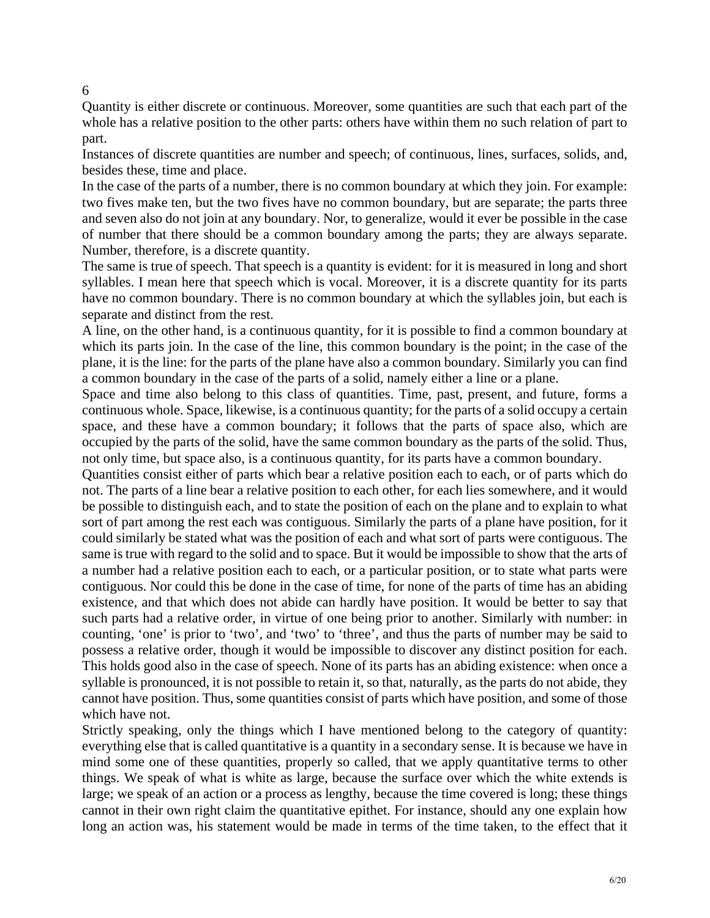6

Quantity is either discrete or continuous. Moreover, some quantities are such that each part of the whole has a relative position to the other parts: others have within them no such relation of part to part.

Instances of discrete quantities are number and speech; of continuous, lines, surfaces, solids, and, besides these, time and place.

In the case of the parts of a number, there is no common boundary at which they join. For example: two fives make ten, but the two fives have no common boundary, but are separate; the parts three and seven also do not join at any boundary. Nor, to generalize, would it ever be possible in the case of number that there should be a common boundary among the parts; they are always separate. Number, therefore, is a discrete quantity.

The same is true of speech. That speech is a quantity is evident: for it is measured in long and short syllables. I mean here that speech which is vocal. Moreover, it is a discrete quantity for its parts have no common boundary. There is no common boundary at which the syllables join, but each is separate and distinct from the rest.

A line, on the other hand, is a continuous quantity, for it is possible to find a common boundary at which its parts join. In the case of the line, this common boundary is the point; in the case of the plane, it is the line: for the parts of the plane have also a common boundary. Similarly you can find a common boundary in the case of the parts of a solid, namely either a line or a plane.

Space and time also belong to this class of quantities. Time, past, present, and future, forms a continuous whole. Space, likewise, is a continuous quantity; for the parts of a solid occupy a certain space, and these have a common boundary; it follows that the parts of space also, which are occupied by the parts of the solid, have the same common boundary as the parts of the solid. Thus, not only time, but space also, is a continuous quantity, for its parts have a common boundary.

Quantities consist either of parts which bear a relative position each to each, or of parts which do not. The parts of a line bear a relative position to each other, for each lies somewhere, and it would be possible to distinguish each, and to state the position of each on the plane and to explain to what sort of part among the rest each was contiguous. Similarly the parts of a plane have position, for it could similarly be stated what was the position of each and what sort of parts were contiguous. The same is true with regard to the solid and to space. But it would be impossible to show that the arts of a number had a relative position each to each, or a particular position, or to state what parts were contiguous. Nor could this be done in the case of time, for none of the parts of time has an abiding existence, and that which does not abide can hardly have position. It would be better to say that such parts had a relative order, in virtue of one being prior to another. Similarly with number: in counting, 'one' is prior to 'two', and 'two' to 'three', and thus the parts of number may be said to possess a relative order, though it would be impossible to discover any distinct position for each. This holds good also in the case of speech. None of its parts has an abiding existence: when once a syllable is pronounced, it is not possible to retain it, so that, naturally, as the parts do not abide, they cannot have position. Thus, some quantities consist of parts which have position, and some of those which have not.

Strictly speaking, only the things which I have mentioned belong to the category of quantity: everything else that is called quantitative is a quantity in a secondary sense. It is because we have in mind some one of these quantities, properly so called, that we apply quantitative terms to other things. We speak of what is white as large, because the surface over which the white extends is large; we speak of an action or a process as lengthy, because the time covered is long; these things cannot in their own right claim the quantitative epithet. For instance, should any one explain how long an action was, his statement would be made in terms of the time taken, to the effect that it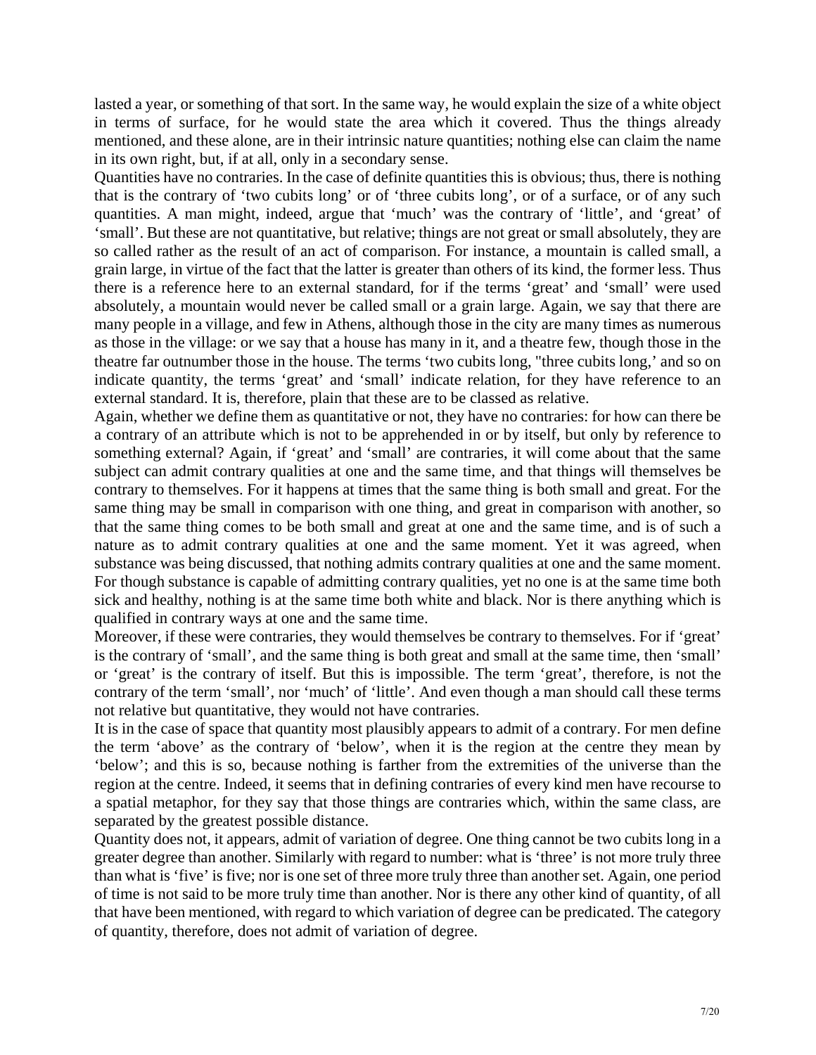lasted a year, or something of that sort. In the same way, he would explain the size of a white object in terms of surface, for he would state the area which it covered. Thus the things already mentioned, and these alone, are in their intrinsic nature quantities; nothing else can claim the name in its own right, but, if at all, only in a secondary sense.

Quantities have no contraries. In the case of definite quantities this is obvious; thus, there is nothing that is the contrary of 'two cubits long' or of 'three cubits long', or of a surface, or of any such quantities. A man might, indeed, argue that 'much' was the contrary of 'little', and 'great' of 'small'. But these are not quantitative, but relative; things are not great or small absolutely, they are so called rather as the result of an act of comparison. For instance, a mountain is called small, a grain large, in virtue of the fact that the latter is greater than others of its kind, the former less. Thus there is a reference here to an external standard, for if the terms 'great' and 'small' were used absolutely, a mountain would never be called small or a grain large. Again, we say that there are many people in a village, and few in Athens, although those in the city are many times as numerous as those in the village: or we say that a house has many in it, and a theatre few, though those in the theatre far outnumber those in the house. The terms 'two cubits long, "three cubits long,' and so on indicate quantity, the terms 'great' and 'small' indicate relation, for they have reference to an external standard. It is, therefore, plain that these are to be classed as relative.

Again, whether we define them as quantitative or not, they have no contraries: for how can there be a contrary of an attribute which is not to be apprehended in or by itself, but only by reference to something external? Again, if 'great' and 'small' are contraries, it will come about that the same subject can admit contrary qualities at one and the same time, and that things will themselves be contrary to themselves. For it happens at times that the same thing is both small and great. For the same thing may be small in comparison with one thing, and great in comparison with another, so that the same thing comes to be both small and great at one and the same time, and is of such a nature as to admit contrary qualities at one and the same moment. Yet it was agreed, when substance was being discussed, that nothing admits contrary qualities at one and the same moment. For though substance is capable of admitting contrary qualities, yet no one is at the same time both sick and healthy, nothing is at the same time both white and black. Nor is there anything which is qualified in contrary ways at one and the same time.

Moreover, if these were contraries, they would themselves be contrary to themselves. For if 'great' is the contrary of 'small', and the same thing is both great and small at the same time, then 'small' or 'great' is the contrary of itself. But this is impossible. The term 'great', therefore, is not the contrary of the term 'small', nor 'much' of 'little'. And even though a man should call these terms not relative but quantitative, they would not have contraries.

It is in the case of space that quantity most plausibly appears to admit of a contrary. For men define the term 'above' as the contrary of 'below', when it is the region at the centre they mean by 'below'; and this is so, because nothing is farther from the extremities of the universe than the region at the centre. Indeed, it seems that in defining contraries of every kind men have recourse to a spatial metaphor, for they say that those things are contraries which, within the same class, are separated by the greatest possible distance.

Quantity does not, it appears, admit of variation of degree. One thing cannot be two cubits long in a greater degree than another. Similarly with regard to number: what is 'three' is not more truly three than what is 'five' is five; nor is one set of three more truly three than another set. Again, one period of time is not said to be more truly time than another. Nor is there any other kind of quantity, of all that have been mentioned, with regard to which variation of degree can be predicated. The category of quantity, therefore, does not admit of variation of degree.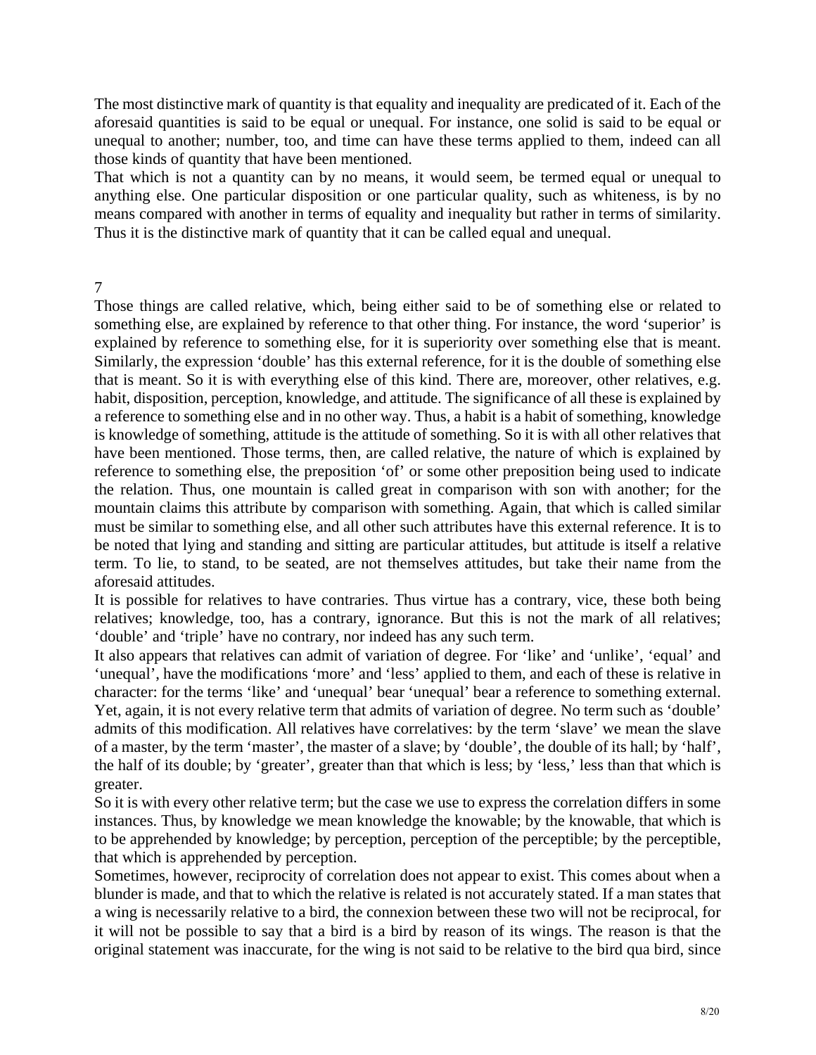The most distinctive mark of quantity is that equality and inequality are predicated of it. Each of the aforesaid quantities is said to be equal or unequal. For instance, one solid is said to be equal or unequal to another; number, too, and time can have these terms applied to them, indeed can all those kinds of quantity that have been mentioned.

That which is not a quantity can by no means, it would seem, be termed equal or unequal to anything else. One particular disposition or one particular quality, such as whiteness, is by no means compared with another in terms of equality and inequality but rather in terms of similarity. Thus it is the distinctive mark of quantity that it can be called equal and unequal.

## 7

Those things are called relative, which, being either said to be of something else or related to something else, are explained by reference to that other thing. For instance, the word 'superior' is explained by reference to something else, for it is superiority over something else that is meant. Similarly, the expression 'double' has this external reference, for it is the double of something else that is meant. So it is with everything else of this kind. There are, moreover, other relatives, e.g. habit, disposition, perception, knowledge, and attitude. The significance of all these is explained by a reference to something else and in no other way. Thus, a habit is a habit of something, knowledge is knowledge of something, attitude is the attitude of something. So it is with all other relatives that have been mentioned. Those terms, then, are called relative, the nature of which is explained by reference to something else, the preposition 'of' or some other preposition being used to indicate the relation. Thus, one mountain is called great in comparison with son with another; for the mountain claims this attribute by comparison with something. Again, that which is called similar must be similar to something else, and all other such attributes have this external reference. It is to be noted that lying and standing and sitting are particular attitudes, but attitude is itself a relative term. To lie, to stand, to be seated, are not themselves attitudes, but take their name from the aforesaid attitudes.

It is possible for relatives to have contraries. Thus virtue has a contrary, vice, these both being relatives; knowledge, too, has a contrary, ignorance. But this is not the mark of all relatives; 'double' and 'triple' have no contrary, nor indeed has any such term.

It also appears that relatives can admit of variation of degree. For 'like' and 'unlike', 'equal' and 'unequal', have the modifications 'more' and 'less' applied to them, and each of these is relative in character: for the terms 'like' and 'unequal' bear 'unequal' bear a reference to something external. Yet, again, it is not every relative term that admits of variation of degree. No term such as 'double' admits of this modification. All relatives have correlatives: by the term 'slave' we mean the slave of a master, by the term 'master', the master of a slave; by 'double', the double of its hall; by 'half', the half of its double; by 'greater', greater than that which is less; by 'less,' less than that which is greater.

So it is with every other relative term; but the case we use to express the correlation differs in some instances. Thus, by knowledge we mean knowledge the knowable; by the knowable, that which is to be apprehended by knowledge; by perception, perception of the perceptible; by the perceptible, that which is apprehended by perception.

Sometimes, however, reciprocity of correlation does not appear to exist. This comes about when a blunder is made, and that to which the relative is related is not accurately stated. If a man states that a wing is necessarily relative to a bird, the connexion between these two will not be reciprocal, for it will not be possible to say that a bird is a bird by reason of its wings. The reason is that the original statement was inaccurate, for the wing is not said to be relative to the bird qua bird, since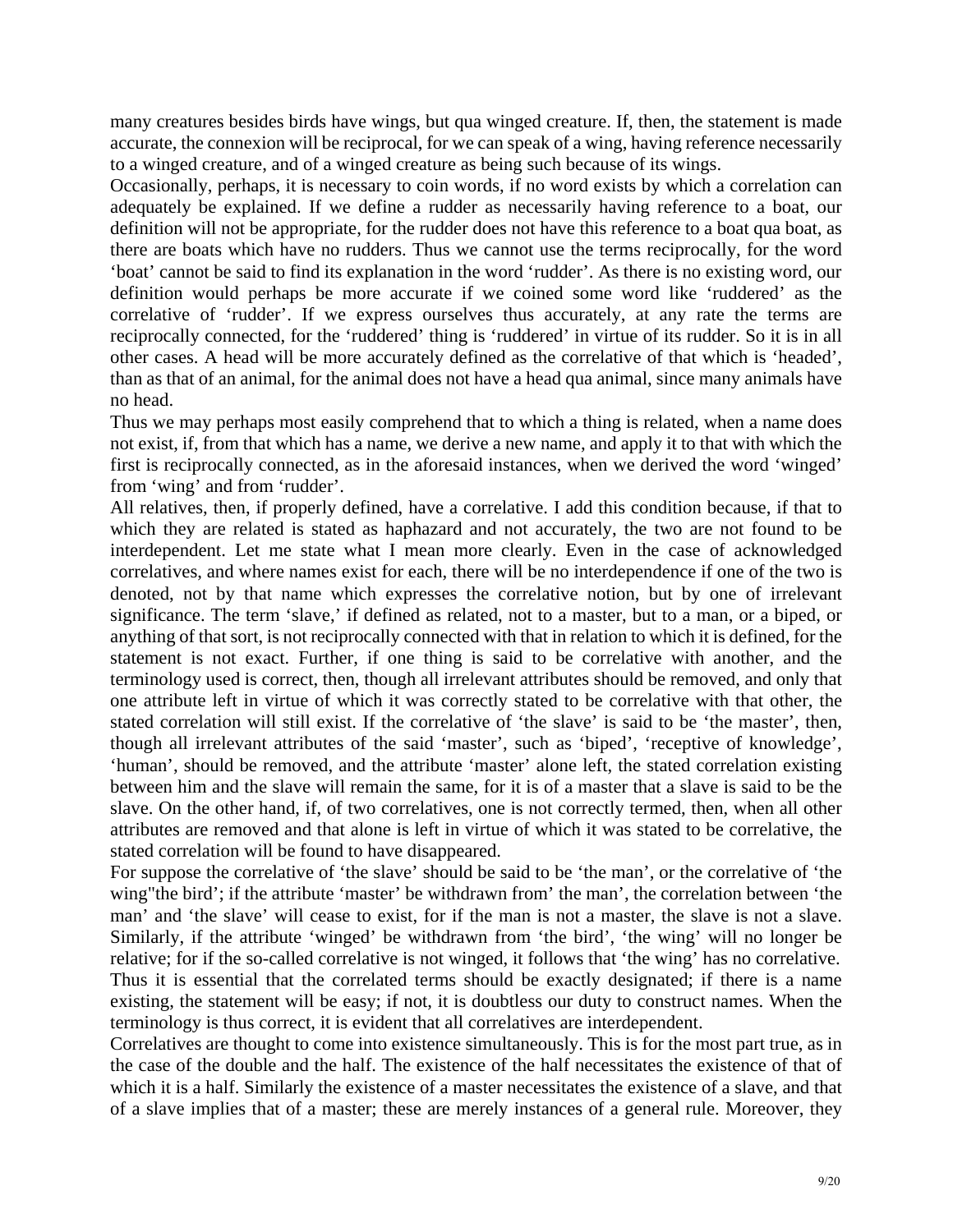many creatures besides birds have wings, but qua winged creature. If, then, the statement is made accurate, the connexion will be reciprocal, for we can speak of a wing, having reference necessarily to a winged creature, and of a winged creature as being such because of its wings.

Occasionally, perhaps, it is necessary to coin words, if no word exists by which a correlation can adequately be explained. If we define a rudder as necessarily having reference to a boat, our definition will not be appropriate, for the rudder does not have this reference to a boat qua boat, as there are boats which have no rudders. Thus we cannot use the terms reciprocally, for the word 'boat' cannot be said to find its explanation in the word 'rudder'. As there is no existing word, our definition would perhaps be more accurate if we coined some word like 'ruddered' as the correlative of 'rudder'. If we express ourselves thus accurately, at any rate the terms are reciprocally connected, for the 'ruddered' thing is 'ruddered' in virtue of its rudder. So it is in all other cases. A head will be more accurately defined as the correlative of that which is 'headed', than as that of an animal, for the animal does not have a head qua animal, since many animals have no head.

Thus we may perhaps most easily comprehend that to which a thing is related, when a name does not exist, if, from that which has a name, we derive a new name, and apply it to that with which the first is reciprocally connected, as in the aforesaid instances, when we derived the word 'winged' from 'wing' and from 'rudder'.

All relatives, then, if properly defined, have a correlative. I add this condition because, if that to which they are related is stated as haphazard and not accurately, the two are not found to be interdependent. Let me state what I mean more clearly. Even in the case of acknowledged correlatives, and where names exist for each, there will be no interdependence if one of the two is denoted, not by that name which expresses the correlative notion, but by one of irrelevant significance. The term 'slave,' if defined as related, not to a master, but to a man, or a biped, or anything of that sort, is not reciprocally connected with that in relation to which it is defined, for the statement is not exact. Further, if one thing is said to be correlative with another, and the terminology used is correct, then, though all irrelevant attributes should be removed, and only that one attribute left in virtue of which it was correctly stated to be correlative with that other, the stated correlation will still exist. If the correlative of 'the slave' is said to be 'the master', then, though all irrelevant attributes of the said 'master', such as 'biped', 'receptive of knowledge', 'human', should be removed, and the attribute 'master' alone left, the stated correlation existing between him and the slave will remain the same, for it is of a master that a slave is said to be the slave. On the other hand, if, of two correlatives, one is not correctly termed, then, when all other attributes are removed and that alone is left in virtue of which it was stated to be correlative, the stated correlation will be found to have disappeared.

For suppose the correlative of 'the slave' should be said to be 'the man', or the correlative of 'the wing"the bird'; if the attribute 'master' be withdrawn from' the man', the correlation between 'the man' and 'the slave' will cease to exist, for if the man is not a master, the slave is not a slave. Similarly, if the attribute 'winged' be withdrawn from 'the bird', 'the wing' will no longer be relative; for if the so-called correlative is not winged, it follows that 'the wing' has no correlative. Thus it is essential that the correlated terms should be exactly designated; if there is a name existing, the statement will be easy; if not, it is doubtless our duty to construct names. When the terminology is thus correct, it is evident that all correlatives are interdependent.

Correlatives are thought to come into existence simultaneously. This is for the most part true, as in the case of the double and the half. The existence of the half necessitates the existence of that of which it is a half. Similarly the existence of a master necessitates the existence of a slave, and that of a slave implies that of a master; these are merely instances of a general rule. Moreover, they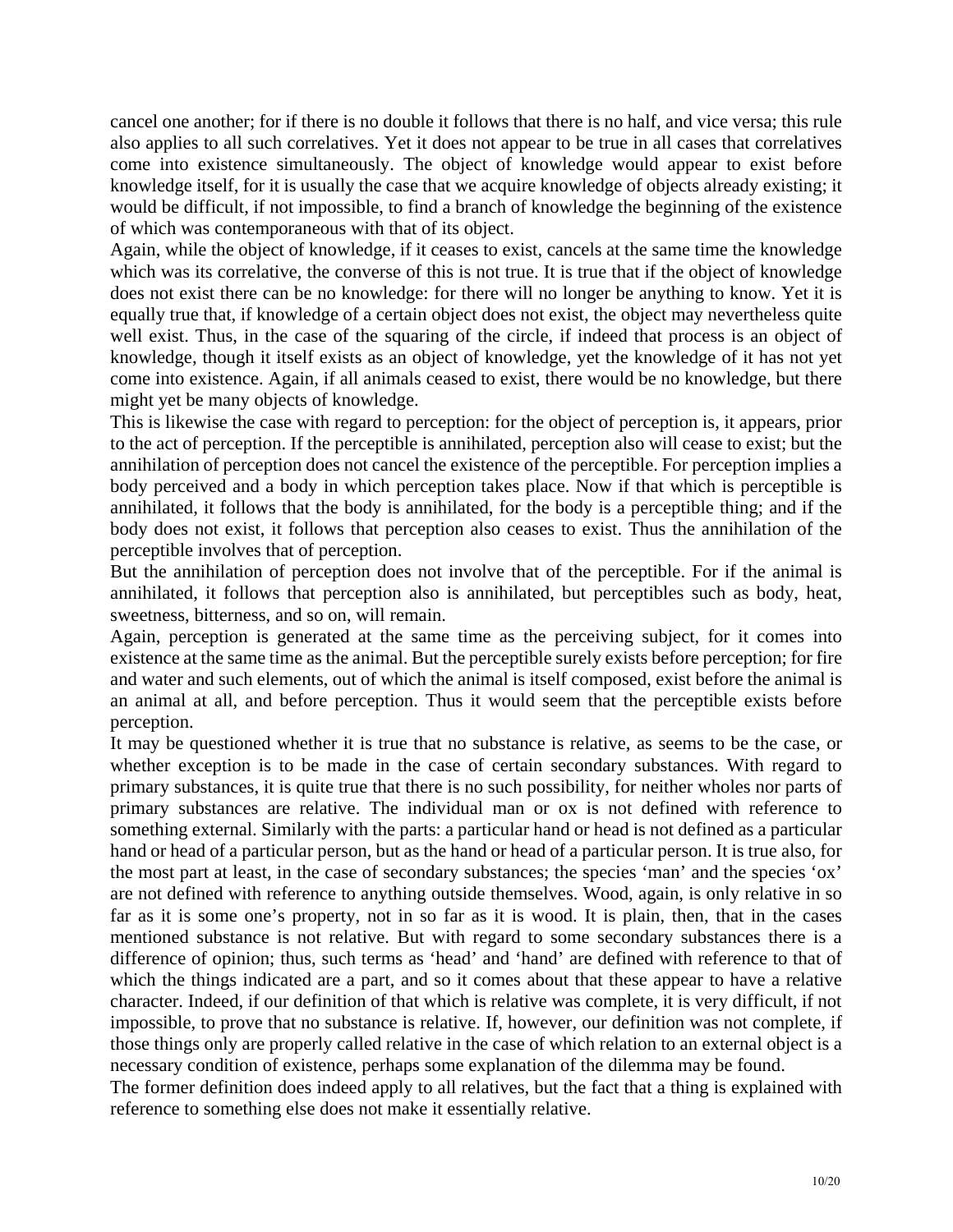cancel one another; for if there is no double it follows that there is no half, and vice versa; this rule also applies to all such correlatives. Yet it does not appear to be true in all cases that correlatives come into existence simultaneously. The object of knowledge would appear to exist before knowledge itself, for it is usually the case that we acquire knowledge of objects already existing; it would be difficult, if not impossible, to find a branch of knowledge the beginning of the existence of which was contemporaneous with that of its object.

Again, while the object of knowledge, if it ceases to exist, cancels at the same time the knowledge which was its correlative, the converse of this is not true. It is true that if the object of knowledge does not exist there can be no knowledge: for there will no longer be anything to know. Yet it is equally true that, if knowledge of a certain object does not exist, the object may nevertheless quite well exist. Thus, in the case of the squaring of the circle, if indeed that process is an object of knowledge, though it itself exists as an object of knowledge, yet the knowledge of it has not yet come into existence. Again, if all animals ceased to exist, there would be no knowledge, but there might yet be many objects of knowledge.

This is likewise the case with regard to perception: for the object of perception is, it appears, prior to the act of perception. If the perceptible is annihilated, perception also will cease to exist; but the annihilation of perception does not cancel the existence of the perceptible. For perception implies a body perceived and a body in which perception takes place. Now if that which is perceptible is annihilated, it follows that the body is annihilated, for the body is a perceptible thing; and if the body does not exist, it follows that perception also ceases to exist. Thus the annihilation of the perceptible involves that of perception.

But the annihilation of perception does not involve that of the perceptible. For if the animal is annihilated, it follows that perception also is annihilated, but perceptibles such as body, heat, sweetness, bitterness, and so on, will remain.

Again, perception is generated at the same time as the perceiving subject, for it comes into existence at the same time as the animal. But the perceptible surely exists before perception; for fire and water and such elements, out of which the animal is itself composed, exist before the animal is an animal at all, and before perception. Thus it would seem that the perceptible exists before perception.

It may be questioned whether it is true that no substance is relative, as seems to be the case, or whether exception is to be made in the case of certain secondary substances. With regard to primary substances, it is quite true that there is no such possibility, for neither wholes nor parts of primary substances are relative. The individual man or ox is not defined with reference to something external. Similarly with the parts: a particular hand or head is not defined as a particular hand or head of a particular person, but as the hand or head of a particular person. It is true also, for the most part at least, in the case of secondary substances; the species 'man' and the species 'ox' are not defined with reference to anything outside themselves. Wood, again, is only relative in so far as it is some one's property, not in so far as it is wood. It is plain, then, that in the cases mentioned substance is not relative. But with regard to some secondary substances there is a difference of opinion; thus, such terms as 'head' and 'hand' are defined with reference to that of which the things indicated are a part, and so it comes about that these appear to have a relative character. Indeed, if our definition of that which is relative was complete, it is very difficult, if not impossible, to prove that no substance is relative. If, however, our definition was not complete, if those things only are properly called relative in the case of which relation to an external object is a necessary condition of existence, perhaps some explanation of the dilemma may be found.

The former definition does indeed apply to all relatives, but the fact that a thing is explained with reference to something else does not make it essentially relative.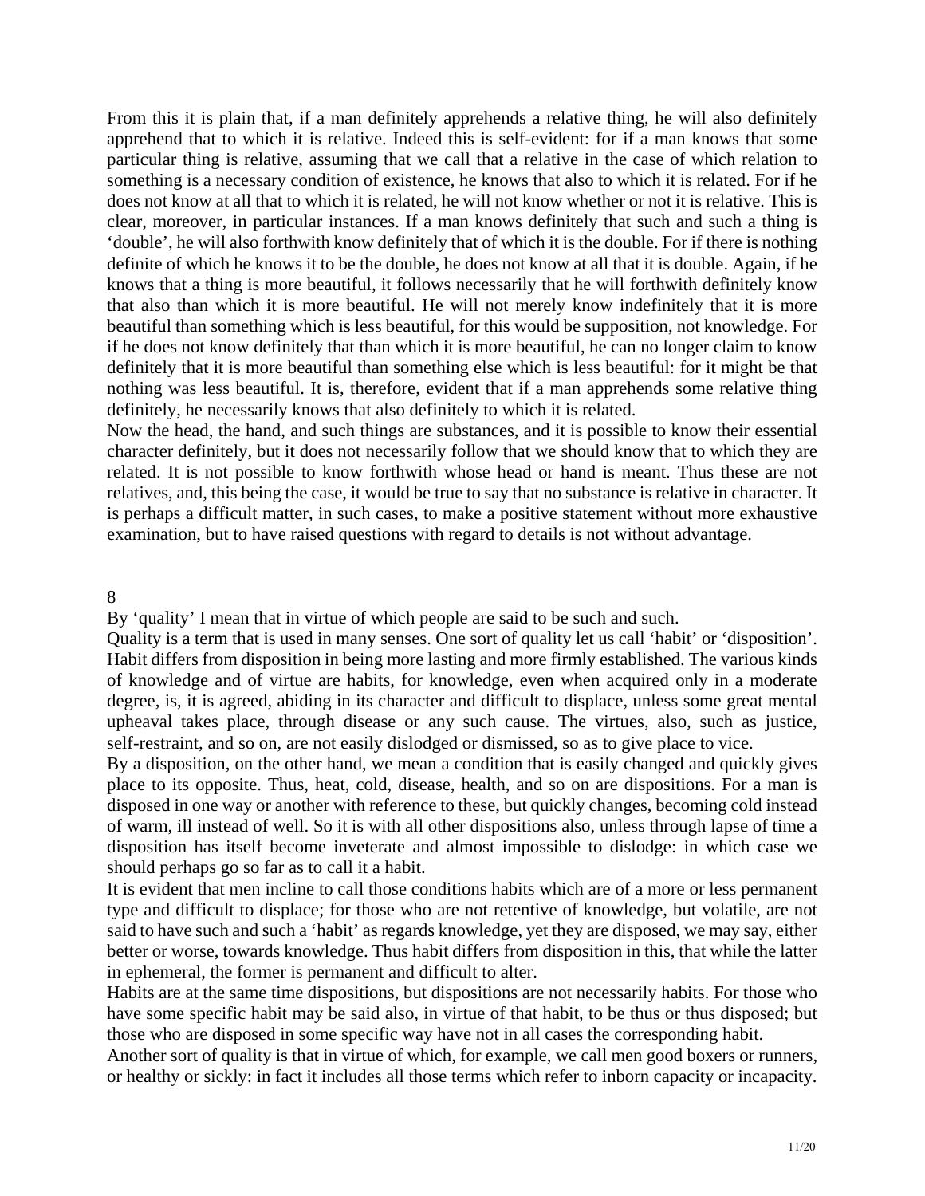From this it is plain that, if a man definitely apprehends a relative thing, he will also definitely apprehend that to which it is relative. Indeed this is self-evident: for if a man knows that some particular thing is relative, assuming that we call that a relative in the case of which relation to something is a necessary condition of existence, he knows that also to which it is related. For if he does not know at all that to which it is related, he will not know whether or not it is relative. This is clear, moreover, in particular instances. If a man knows definitely that such and such a thing is 'double', he will also forthwith know definitely that of which it is the double. For if there is nothing definite of which he knows it to be the double, he does not know at all that it is double. Again, if he knows that a thing is more beautiful, it follows necessarily that he will forthwith definitely know that also than which it is more beautiful. He will not merely know indefinitely that it is more beautiful than something which is less beautiful, for this would be supposition, not knowledge. For if he does not know definitely that than which it is more beautiful, he can no longer claim to know definitely that it is more beautiful than something else which is less beautiful: for it might be that nothing was less beautiful. It is, therefore, evident that if a man apprehends some relative thing definitely, he necessarily knows that also definitely to which it is related.

Now the head, the hand, and such things are substances, and it is possible to know their essential character definitely, but it does not necessarily follow that we should know that to which they are related. It is not possible to know forthwith whose head or hand is meant. Thus these are not relatives, and, this being the case, it would be true to say that no substance is relative in character. It is perhaps a difficult matter, in such cases, to make a positive statement without more exhaustive examination, but to have raised questions with regard to details is not without advantage.

## 8

By 'quality' I mean that in virtue of which people are said to be such and such.

Quality is a term that is used in many senses. One sort of quality let us call 'habit' or 'disposition'. Habit differs from disposition in being more lasting and more firmly established. The various kinds of knowledge and of virtue are habits, for knowledge, even when acquired only in a moderate degree, is, it is agreed, abiding in its character and difficult to displace, unless some great mental upheaval takes place, through disease or any such cause. The virtues, also, such as justice, self-restraint, and so on, are not easily dislodged or dismissed, so as to give place to vice.

By a disposition, on the other hand, we mean a condition that is easily changed and quickly gives place to its opposite. Thus, heat, cold, disease, health, and so on are dispositions. For a man is disposed in one way or another with reference to these, but quickly changes, becoming cold instead of warm, ill instead of well. So it is with all other dispositions also, unless through lapse of time a disposition has itself become inveterate and almost impossible to dislodge: in which case we should perhaps go so far as to call it a habit.

It is evident that men incline to call those conditions habits which are of a more or less permanent type and difficult to displace; for those who are not retentive of knowledge, but volatile, are not said to have such and such a 'habit' as regards knowledge, yet they are disposed, we may say, either better or worse, towards knowledge. Thus habit differs from disposition in this, that while the latter in ephemeral, the former is permanent and difficult to alter.

Habits are at the same time dispositions, but dispositions are not necessarily habits. For those who have some specific habit may be said also, in virtue of that habit, to be thus or thus disposed; but those who are disposed in some specific way have not in all cases the corresponding habit.

Another sort of quality is that in virtue of which, for example, we call men good boxers or runners, or healthy or sickly: in fact it includes all those terms which refer to inborn capacity or incapacity.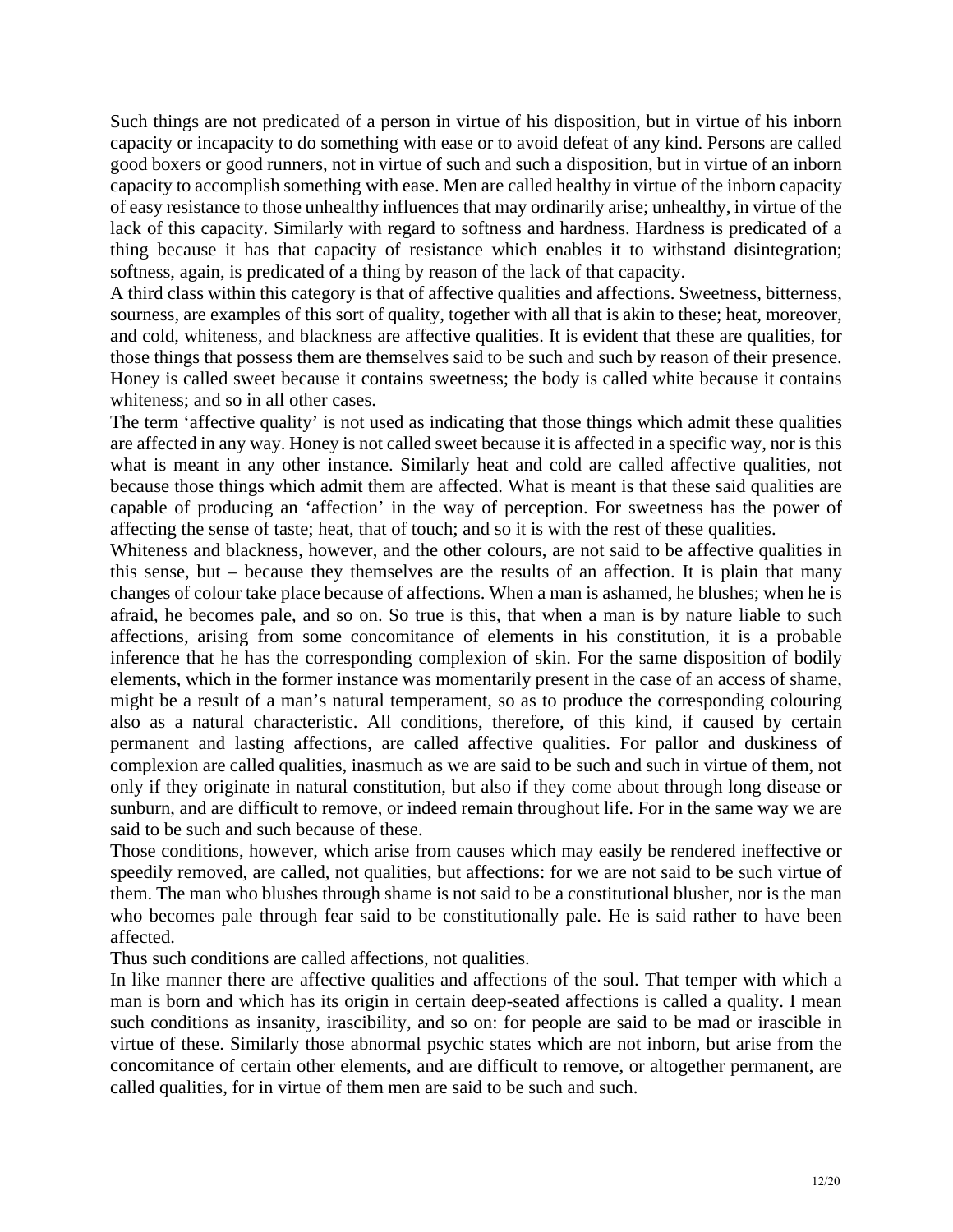Such things are not predicated of a person in virtue of his disposition, but in virtue of his inborn capacity or incapacity to do something with ease or to avoid defeat of any kind. Persons are called good boxers or good runners, not in virtue of such and such a disposition, but in virtue of an inborn capacity to accomplish something with ease. Men are called healthy in virtue of the inborn capacity of easy resistance to those unhealthy influences that may ordinarily arise; unhealthy, in virtue of the lack of this capacity. Similarly with regard to softness and hardness. Hardness is predicated of a thing because it has that capacity of resistance which enables it to withstand disintegration; softness, again, is predicated of a thing by reason of the lack of that capacity.

A third class within this category is that of affective qualities and affections. Sweetness, bitterness, sourness, are examples of this sort of quality, together with all that is akin to these; heat, moreover, and cold, whiteness, and blackness are affective qualities. It is evident that these are qualities, for those things that possess them are themselves said to be such and such by reason of their presence. Honey is called sweet because it contains sweetness; the body is called white because it contains whiteness; and so in all other cases.

The term 'affective quality' is not used as indicating that those things which admit these qualities are affected in any way. Honey is not called sweet because it is affected in a specific way, nor is this what is meant in any other instance. Similarly heat and cold are called affective qualities, not because those things which admit them are affected. What is meant is that these said qualities are capable of producing an 'affection' in the way of perception. For sweetness has the power of affecting the sense of taste; heat, that of touch; and so it is with the rest of these qualities.

Whiteness and blackness, however, and the other colours, are not said to be affective qualities in this sense, but – because they themselves are the results of an affection. It is plain that many changes of colour take place because of affections. When a man is ashamed, he blushes; when he is afraid, he becomes pale, and so on. So true is this, that when a man is by nature liable to such affections, arising from some concomitance of elements in his constitution, it is a probable inference that he has the corresponding complexion of skin. For the same disposition of bodily elements, which in the former instance was momentarily present in the case of an access of shame, might be a result of a man's natural temperament, so as to produce the corresponding colouring also as a natural characteristic. All conditions, therefore, of this kind, if caused by certain permanent and lasting affections, are called affective qualities. For pallor and duskiness of complexion are called qualities, inasmuch as we are said to be such and such in virtue of them, not only if they originate in natural constitution, but also if they come about through long disease or sunburn, and are difficult to remove, or indeed remain throughout life. For in the same way we are said to be such and such because of these.

Those conditions, however, which arise from causes which may easily be rendered ineffective or speedily removed, are called, not qualities, but affections: for we are not said to be such virtue of them. The man who blushes through shame is not said to be a constitutional blusher, nor is the man who becomes pale through fear said to be constitutionally pale. He is said rather to have been affected.

Thus such conditions are called affections, not qualities.

In like manner there are affective qualities and affections of the soul. That temper with which a man is born and which has its origin in certain deep-seated affections is called a quality. I mean such conditions as insanity, irascibility, and so on: for people are said to be mad or irascible in virtue of these. Similarly those abnormal psychic states which are not inborn, but arise from the concomitance of certain other elements, and are difficult to remove, or altogether permanent, are called qualities, for in virtue of them men are said to be such and such.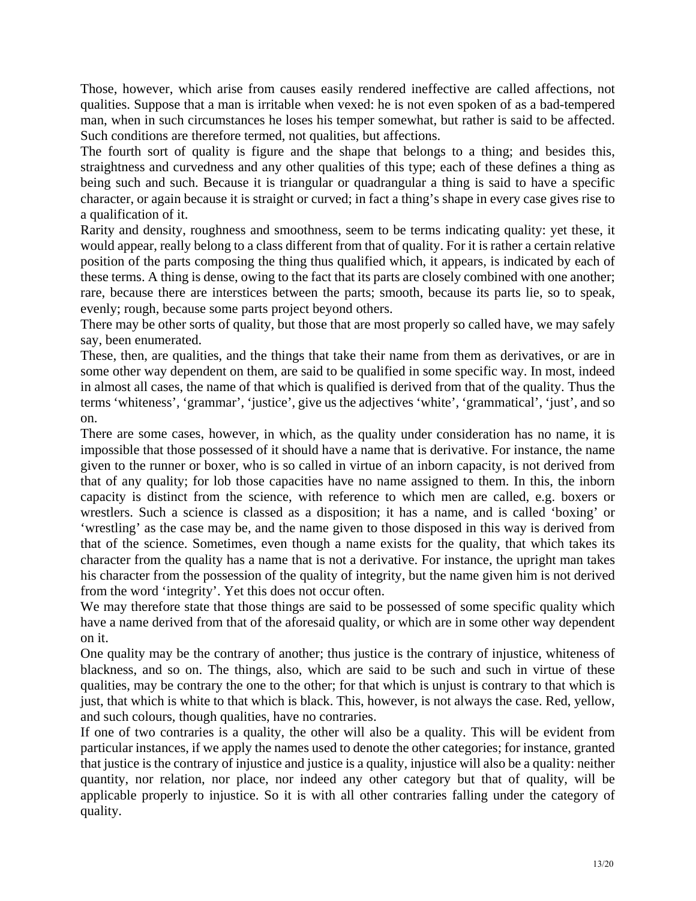Those, however, which arise from causes easily rendered ineffective are called affections, not qualities. Suppose that a man is irritable when vexed: he is not even spoken of as a bad-tempered man, when in such circumstances he loses his temper somewhat, but rather is said to be affected. Such conditions are therefore termed, not qualities, but affections.

The fourth sort of quality is figure and the shape that belongs to a thing; and besides this, straightness and curvedness and any other qualities of this type; each of these defines a thing as being such and such. Because it is triangular or quadrangular a thing is said to have a specific character, or again because it is straight or curved; in fact a thing's shape in every case gives rise to a qualification of it.

Rarity and density, roughness and smoothness, seem to be terms indicating quality: yet these, it would appear, really belong to a class different from that of quality. For it is rather a certain relative position of the parts composing the thing thus qualified which, it appears, is indicated by each of these terms. A thing is dense, owing to the fact that its parts are closely combined with one another; rare, because there are interstices between the parts; smooth, because its parts lie, so to speak, evenly; rough, because some parts project beyond others.

There may be other sorts of quality, but those that are most properly so called have, we may safely say, been enumerated.

These, then, are qualities, and the things that take their name from them as derivatives, or are in some other way dependent on them, are said to be qualified in some specific way. In most, indeed in almost all cases, the name of that which is qualified is derived from that of the quality. Thus the terms 'whiteness', 'grammar', 'justice', give us the adjectives 'white', 'grammatical', 'just', and so on.

There are some cases, however, in which, as the quality under consideration has no name, it is impossible that those possessed of it should have a name that is derivative. For instance, the name given to the runner or boxer, who is so called in virtue of an inborn capacity, is not derived from that of any quality; for lob those capacities have no name assigned to them. In this, the inborn capacity is distinct from the science, with reference to which men are called, e.g. boxers or wrestlers. Such a science is classed as a disposition; it has a name, and is called 'boxing' or 'wrestling' as the case may be, and the name given to those disposed in this way is derived from that of the science. Sometimes, even though a name exists for the quality, that which takes its character from the quality has a name that is not a derivative. For instance, the upright man takes his character from the possession of the quality of integrity, but the name given him is not derived from the word 'integrity'. Yet this does not occur often.

We may therefore state that those things are said to be possessed of some specific quality which have a name derived from that of the aforesaid quality, or which are in some other way dependent on it.

One quality may be the contrary of another; thus justice is the contrary of injustice, whiteness of blackness, and so on. The things, also, which are said to be such and such in virtue of these qualities, may be contrary the one to the other; for that which is unjust is contrary to that which is just, that which is white to that which is black. This, however, is not always the case. Red, yellow, and such colours, though qualities, have no contraries.

If one of two contraries is a quality, the other will also be a quality. This will be evident from particular instances, if we apply the names used to denote the other categories; for instance, granted that justice is the contrary of injustice and justice is a quality, injustice will also be a quality: neither quantity, nor relation, nor place, nor indeed any other category but that of quality, will be applicable properly to injustice. So it is with all other contraries falling under the category of quality.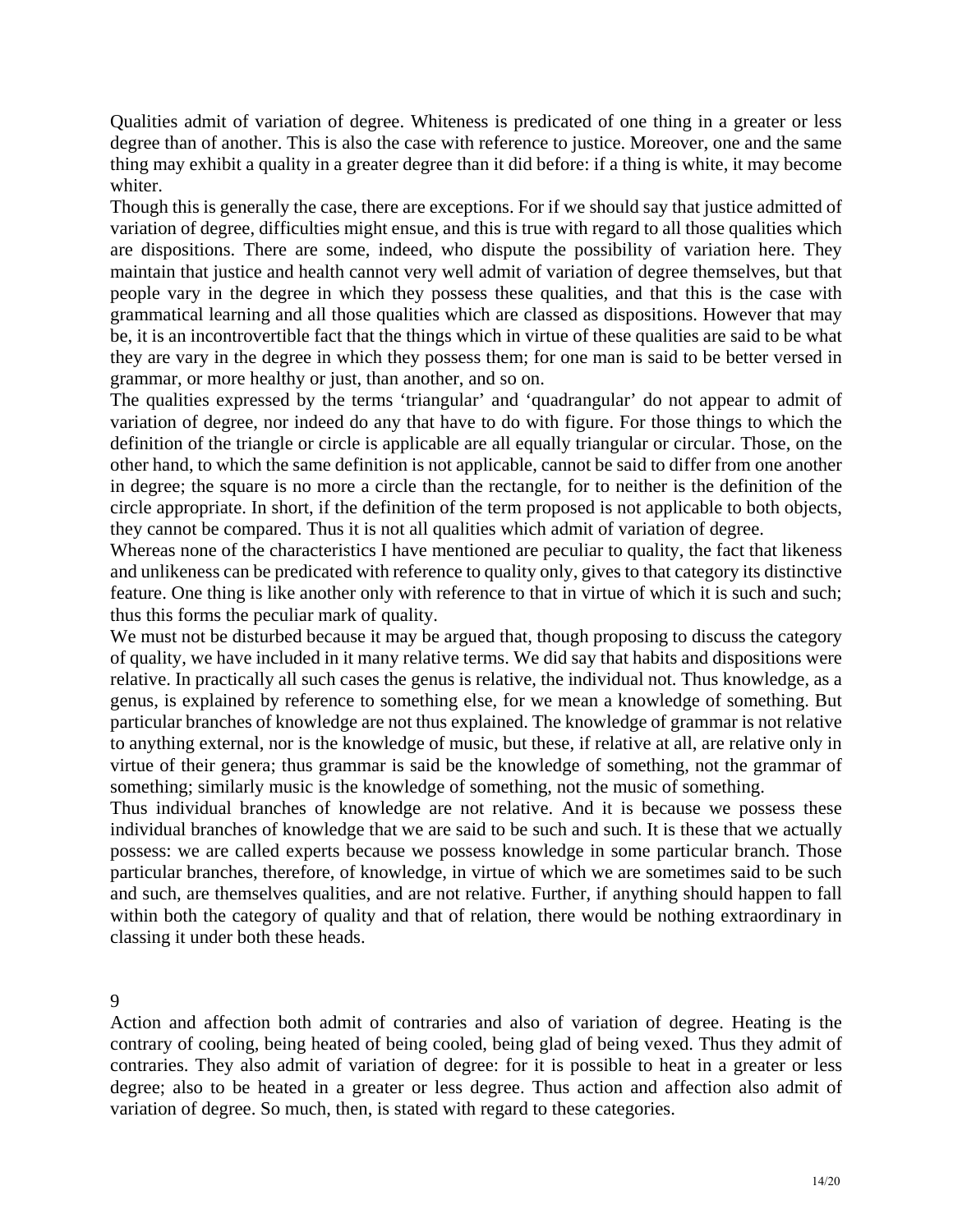Qualities admit of variation of degree. Whiteness is predicated of one thing in a greater or less degree than of another. This is also the case with reference to justice. Moreover, one and the same thing may exhibit a quality in a greater degree than it did before: if a thing is white, it may become whiter.

Though this is generally the case, there are exceptions. For if we should say that justice admitted of variation of degree, difficulties might ensue, and this is true with regard to all those qualities which are dispositions. There are some, indeed, who dispute the possibility of variation here. They maintain that justice and health cannot very well admit of variation of degree themselves, but that people vary in the degree in which they possess these qualities, and that this is the case with grammatical learning and all those qualities which are classed as dispositions. However that may be, it is an incontrovertible fact that the things which in virtue of these qualities are said to be what they are vary in the degree in which they possess them; for one man is said to be better versed in grammar, or more healthy or just, than another, and so on.

The qualities expressed by the terms 'triangular' and 'quadrangular' do not appear to admit of variation of degree, nor indeed do any that have to do with figure. For those things to which the definition of the triangle or circle is applicable are all equally triangular or circular. Those, on the other hand, to which the same definition is not applicable, cannot be said to differ from one another in degree; the square is no more a circle than the rectangle, for to neither is the definition of the circle appropriate. In short, if the definition of the term proposed is not applicable to both objects, they cannot be compared. Thus it is not all qualities which admit of variation of degree.

Whereas none of the characteristics I have mentioned are peculiar to quality, the fact that likeness and unlikeness can be predicated with reference to quality only, gives to that category its distinctive feature. One thing is like another only with reference to that in virtue of which it is such and such; thus this forms the peculiar mark of quality.

We must not be disturbed because it may be argued that, though proposing to discuss the category of quality, we have included in it many relative terms. We did say that habits and dispositions were relative. In practically all such cases the genus is relative, the individual not. Thus knowledge, as a genus, is explained by reference to something else, for we mean a knowledge of something. But particular branches of knowledge are not thus explained. The knowledge of grammar is not relative to anything external, nor is the knowledge of music, but these, if relative at all, are relative only in virtue of their genera; thus grammar is said be the knowledge of something, not the grammar of something; similarly music is the knowledge of something, not the music of something.

Thus individual branches of knowledge are not relative. And it is because we possess these individual branches of knowledge that we are said to be such and such. It is these that we actually possess: we are called experts because we possess knowledge in some particular branch. Those particular branches, therefore, of knowledge, in virtue of which we are sometimes said to be such and such, are themselves qualities, and are not relative. Further, if anything should happen to fall within both the category of quality and that of relation, there would be nothing extraordinary in classing it under both these heads.

## 9

Action and affection both admit of contraries and also of variation of degree. Heating is the contrary of cooling, being heated of being cooled, being glad of being vexed. Thus they admit of contraries. They also admit of variation of degree: for it is possible to heat in a greater or less degree; also to be heated in a greater or less degree. Thus action and affection also admit of variation of degree. So much, then, is stated with regard to these categories.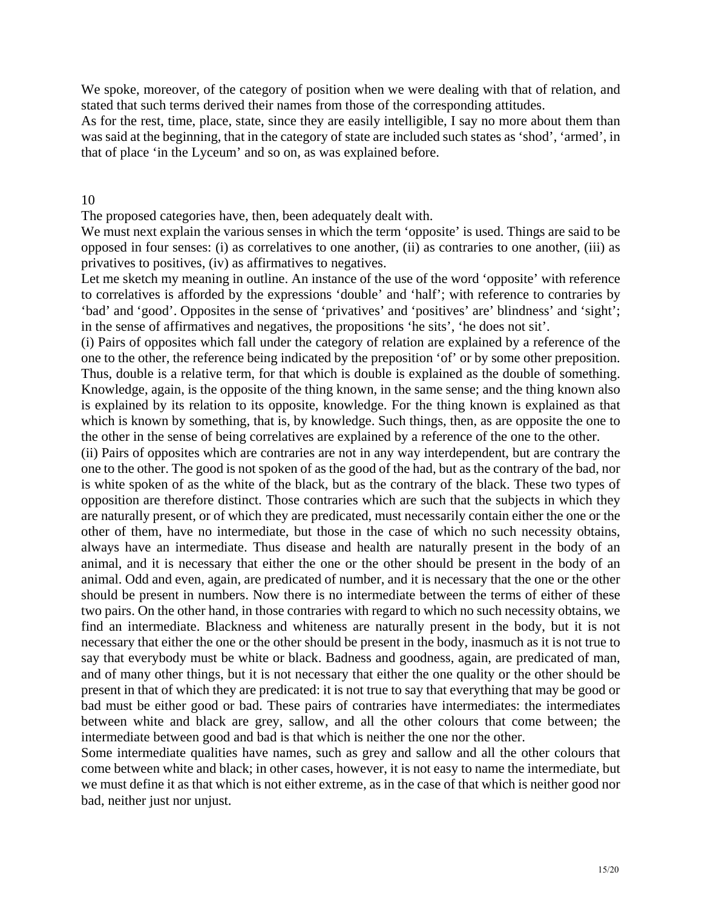We spoke, moreover, of the category of position when we were dealing with that of relation, and stated that such terms derived their names from those of the corresponding attitudes.

As for the rest, time, place, state, since they are easily intelligible, I say no more about them than was said at the beginning, that in the category of state are included such states as 'shod', 'armed', in that of place 'in the Lyceum' and so on, as was explained before.

## 10

The proposed categories have, then, been adequately dealt with.

We must next explain the various senses in which the term 'opposite' is used. Things are said to be opposed in four senses: (i) as correlatives to one another, (ii) as contraries to one another, (iii) as privatives to positives, (iv) as affirmatives to negatives.

Let me sketch my meaning in outline. An instance of the use of the word 'opposite' with reference to correlatives is afforded by the expressions 'double' and 'half'; with reference to contraries by 'bad' and 'good'. Opposites in the sense of 'privatives' and 'positives' are' blindness' and 'sight'; in the sense of affirmatives and negatives, the propositions 'he sits', 'he does not sit'.

(i) Pairs of opposites which fall under the category of relation are explained by a reference of the one to the other, the reference being indicated by the preposition 'of' or by some other preposition. Thus, double is a relative term, for that which is double is explained as the double of something. Knowledge, again, is the opposite of the thing known, in the same sense; and the thing known also is explained by its relation to its opposite, knowledge. For the thing known is explained as that which is known by something, that is, by knowledge. Such things, then, as are opposite the one to the other in the sense of being correlatives are explained by a reference of the one to the other.

(ii) Pairs of opposites which are contraries are not in any way interdependent, but are contrary the one to the other. The good is not spoken of as the good of the had, but as the contrary of the bad, nor is white spoken of as the white of the black, but as the contrary of the black. These two types of opposition are therefore distinct. Those contraries which are such that the subjects in which they are naturally present, or of which they are predicated, must necessarily contain either the one or the other of them, have no intermediate, but those in the case of which no such necessity obtains, always have an intermediate. Thus disease and health are naturally present in the body of an animal, and it is necessary that either the one or the other should be present in the body of an animal. Odd and even, again, are predicated of number, and it is necessary that the one or the other should be present in numbers. Now there is no intermediate between the terms of either of these two pairs. On the other hand, in those contraries with regard to which no such necessity obtains, we find an intermediate. Blackness and whiteness are naturally present in the body, but it is not necessary that either the one or the other should be present in the body, inasmuch as it is not true to say that everybody must be white or black. Badness and goodness, again, are predicated of man, and of many other things, but it is not necessary that either the one quality or the other should be present in that of which they are predicated: it is not true to say that everything that may be good or bad must be either good or bad. These pairs of contraries have intermediates: the intermediates between white and black are grey, sallow, and all the other colours that come between; the intermediate between good and bad is that which is neither the one nor the other.

Some intermediate qualities have names, such as grey and sallow and all the other colours that come between white and black; in other cases, however, it is not easy to name the intermediate, but we must define it as that which is not either extreme, as in the case of that which is neither good nor bad, neither just nor unjust.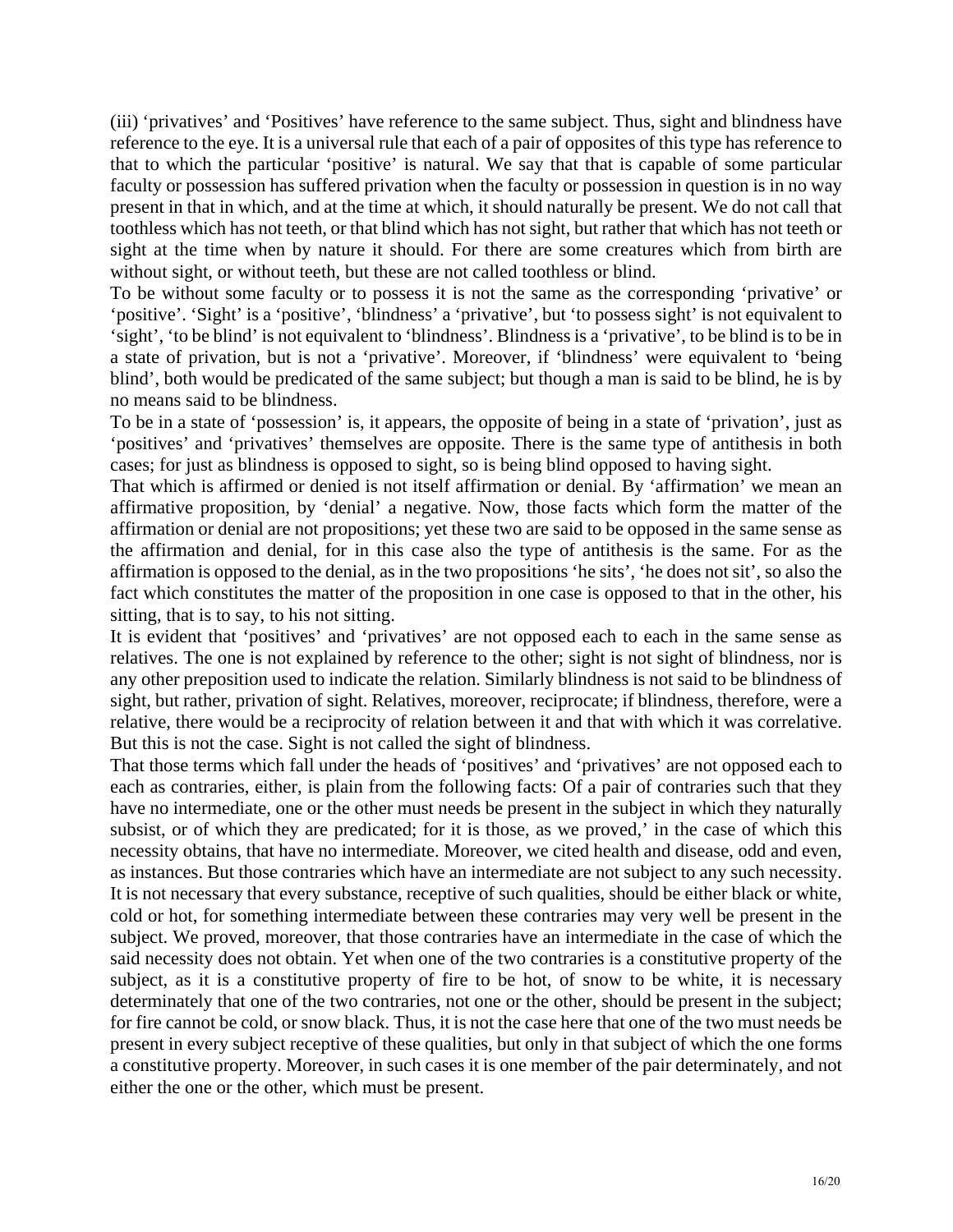(iii) 'privatives' and 'Positives' have reference to the same subject. Thus, sight and blindness have reference to the eye. It is a universal rule that each of a pair of opposites of this type has reference to that to which the particular 'positive' is natural. We say that that is capable of some particular faculty or possession has suffered privation when the faculty or possession in question is in no way present in that in which, and at the time at which, it should naturally be present. We do not call that toothless which has not teeth, or that blind which has not sight, but rather that which has not teeth or sight at the time when by nature it should. For there are some creatures which from birth are without sight, or without teeth, but these are not called toothless or blind.

To be without some faculty or to possess it is not the same as the corresponding 'privative' or 'positive'. 'Sight' is a 'positive', 'blindness' a 'privative', but 'to possess sight' is not equivalent to 'sight', 'to be blind' is not equivalent to 'blindness'. Blindness is a 'privative', to be blind is to be in a state of privation, but is not a 'privative'. Moreover, if 'blindness' were equivalent to 'being blind', both would be predicated of the same subject; but though a man is said to be blind, he is by no means said to be blindness.

To be in a state of 'possession' is, it appears, the opposite of being in a state of 'privation', just as 'positives' and 'privatives' themselves are opposite. There is the same type of antithesis in both cases; for just as blindness is opposed to sight, so is being blind opposed to having sight.

That which is affirmed or denied is not itself affirmation or denial. By 'affirmation' we mean an affirmative proposition, by 'denial' a negative. Now, those facts which form the matter of the affirmation or denial are not propositions; yet these two are said to be opposed in the same sense as the affirmation and denial, for in this case also the type of antithesis is the same. For as the affirmation is opposed to the denial, as in the two propositions 'he sits', 'he does not sit', so also the fact which constitutes the matter of the proposition in one case is opposed to that in the other, his sitting, that is to say, to his not sitting.

It is evident that 'positives' and 'privatives' are not opposed each to each in the same sense as relatives. The one is not explained by reference to the other; sight is not sight of blindness, nor is any other preposition used to indicate the relation. Similarly blindness is not said to be blindness of sight, but rather, privation of sight. Relatives, moreover, reciprocate; if blindness, therefore, were a relative, there would be a reciprocity of relation between it and that with which it was correlative. But this is not the case. Sight is not called the sight of blindness.

That those terms which fall under the heads of 'positives' and 'privatives' are not opposed each to each as contraries, either, is plain from the following facts: Of a pair of contraries such that they have no intermediate, one or the other must needs be present in the subject in which they naturally subsist, or of which they are predicated; for it is those, as we proved,' in the case of which this necessity obtains, that have no intermediate. Moreover, we cited health and disease, odd and even, as instances. But those contraries which have an intermediate are not subject to any such necessity. It is not necessary that every substance, receptive of such qualities, should be either black or white, cold or hot, for something intermediate between these contraries may very well be present in the subject. We proved, moreover, that those contraries have an intermediate in the case of which the said necessity does not obtain. Yet when one of the two contraries is a constitutive property of the subject, as it is a constitutive property of fire to be hot, of snow to be white, it is necessary determinately that one of the two contraries, not one or the other, should be present in the subject; for fire cannot be cold, or snow black. Thus, it is not the case here that one of the two must needs be present in every subject receptive of these qualities, but only in that subject of which the one forms a constitutive property. Moreover, in such cases it is one member of the pair determinately, and not either the one or the other, which must be present.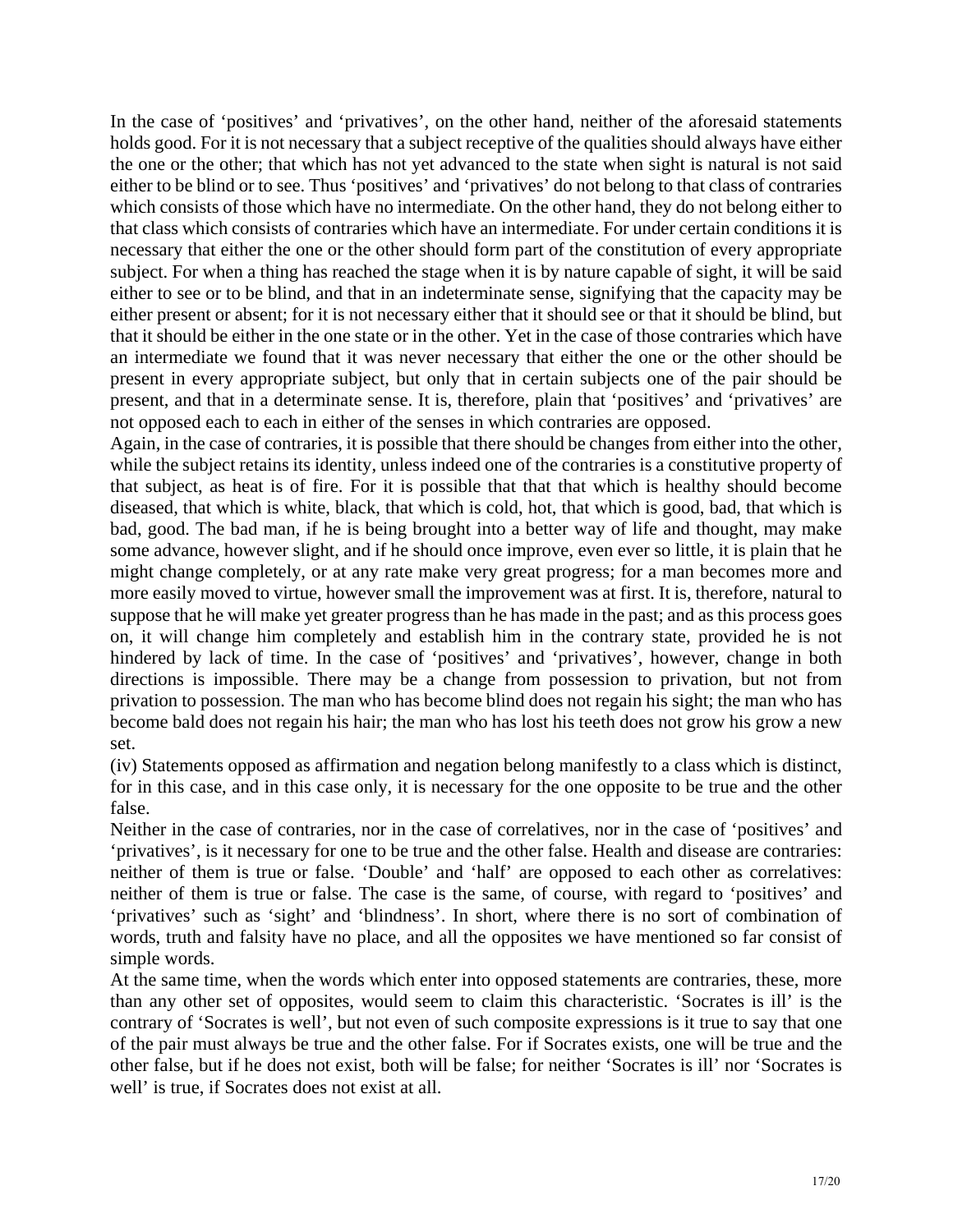In the case of 'positives' and 'privatives', on the other hand, neither of the aforesaid statements holds good. For it is not necessary that a subject receptive of the qualities should always have either the one or the other; that which has not yet advanced to the state when sight is natural is not said either to be blind or to see. Thus 'positives' and 'privatives' do not belong to that class of contraries which consists of those which have no intermediate. On the other hand, they do not belong either to that class which consists of contraries which have an intermediate. For under certain conditions it is necessary that either the one or the other should form part of the constitution of every appropriate subject. For when a thing has reached the stage when it is by nature capable of sight, it will be said either to see or to be blind, and that in an indeterminate sense, signifying that the capacity may be either present or absent; for it is not necessary either that it should see or that it should be blind, but that it should be either in the one state or in the other. Yet in the case of those contraries which have an intermediate we found that it was never necessary that either the one or the other should be present in every appropriate subject, but only that in certain subjects one of the pair should be present, and that in a determinate sense. It is, therefore, plain that 'positives' and 'privatives' are not opposed each to each in either of the senses in which contraries are opposed.

Again, in the case of contraries, it is possible that there should be changes from either into the other, while the subject retains its identity, unless indeed one of the contraries is a constitutive property of that subject, as heat is of fire. For it is possible that that that which is healthy should become diseased, that which is white, black, that which is cold, hot, that which is good, bad, that which is bad, good. The bad man, if he is being brought into a better way of life and thought, may make some advance, however slight, and if he should once improve, even ever so little, it is plain that he might change completely, or at any rate make very great progress; for a man becomes more and more easily moved to virtue, however small the improvement was at first. It is, therefore, natural to suppose that he will make yet greater progress than he has made in the past; and as this process goes on, it will change him completely and establish him in the contrary state, provided he is not hindered by lack of time. In the case of 'positives' and 'privatives', however, change in both directions is impossible. There may be a change from possession to privation, but not from privation to possession. The man who has become blind does not regain his sight; the man who has become bald does not regain his hair; the man who has lost his teeth does not grow his grow a new set.

(iv) Statements opposed as affirmation and negation belong manifestly to a class which is distinct, for in this case, and in this case only, it is necessary for the one opposite to be true and the other false.

Neither in the case of contraries, nor in the case of correlatives, nor in the case of 'positives' and 'privatives', is it necessary for one to be true and the other false. Health and disease are contraries: neither of them is true or false. 'Double' and 'half' are opposed to each other as correlatives: neither of them is true or false. The case is the same, of course, with regard to 'positives' and 'privatives' such as 'sight' and 'blindness'. In short, where there is no sort of combination of words, truth and falsity have no place, and all the opposites we have mentioned so far consist of simple words.

At the same time, when the words which enter into opposed statements are contraries, these, more than any other set of opposites, would seem to claim this characteristic. 'Socrates is ill' is the contrary of 'Socrates is well', but not even of such composite expressions is it true to say that one of the pair must always be true and the other false. For if Socrates exists, one will be true and the other false, but if he does not exist, both will be false; for neither 'Socrates is ill' nor 'Socrates is well' is true, if Socrates does not exist at all.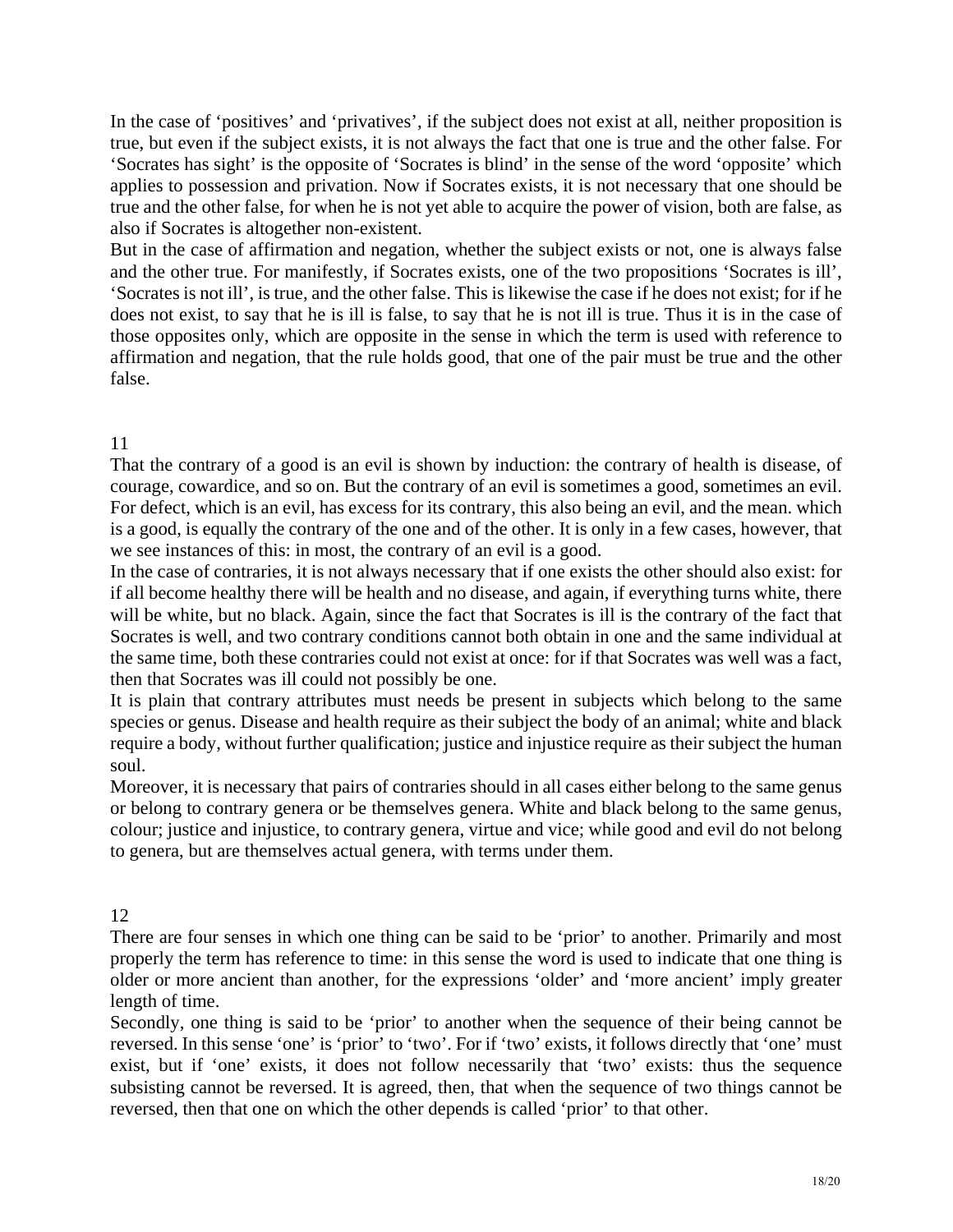In the case of 'positives' and 'privatives', if the subject does not exist at all, neither proposition is true, but even if the subject exists, it is not always the fact that one is true and the other false. For 'Socrates has sight' is the opposite of 'Socrates is blind' in the sense of the word 'opposite' which applies to possession and privation. Now if Socrates exists, it is not necessary that one should be true and the other false, for when he is not yet able to acquire the power of vision, both are false, as also if Socrates is altogether non-existent.

But in the case of affirmation and negation, whether the subject exists or not, one is always false and the other true. For manifestly, if Socrates exists, one of the two propositions 'Socrates is ill', 'Socrates is not ill', is true, and the other false. This is likewise the case if he does not exist; for if he does not exist, to say that he is ill is false, to say that he is not ill is true. Thus it is in the case of those opposites only, which are opposite in the sense in which the term is used with reference to affirmation and negation, that the rule holds good, that one of the pair must be true and the other false.

## 11

That the contrary of a good is an evil is shown by induction: the contrary of health is disease, of courage, cowardice, and so on. But the contrary of an evil is sometimes a good, sometimes an evil. For defect, which is an evil, has excess for its contrary, this also being an evil, and the mean. which is a good, is equally the contrary of the one and of the other. It is only in a few cases, however, that we see instances of this: in most, the contrary of an evil is a good.

In the case of contraries, it is not always necessary that if one exists the other should also exist: for if all become healthy there will be health and no disease, and again, if everything turns white, there will be white, but no black. Again, since the fact that Socrates is ill is the contrary of the fact that Socrates is well, and two contrary conditions cannot both obtain in one and the same individual at the same time, both these contraries could not exist at once: for if that Socrates was well was a fact, then that Socrates was ill could not possibly be one.

It is plain that contrary attributes must needs be present in subjects which belong to the same species or genus. Disease and health require as their subject the body of an animal; white and black require a body, without further qualification; justice and injustice require as their subject the human soul.

Moreover, it is necessary that pairs of contraries should in all cases either belong to the same genus or belong to contrary genera or be themselves genera. White and black belong to the same genus, colour; justice and injustice, to contrary genera, virtue and vice; while good and evil do not belong to genera, but are themselves actual genera, with terms under them.

## 12

There are four senses in which one thing can be said to be 'prior' to another. Primarily and most properly the term has reference to time: in this sense the word is used to indicate that one thing is older or more ancient than another, for the expressions 'older' and 'more ancient' imply greater length of time.

Secondly, one thing is said to be 'prior' to another when the sequence of their being cannot be reversed. In this sense 'one' is 'prior' to 'two'. For if 'two' exists, it follows directly that 'one' must exist, but if 'one' exists, it does not follow necessarily that 'two' exists: thus the sequence subsisting cannot be reversed. It is agreed, then, that when the sequence of two things cannot be reversed, then that one on which the other depends is called 'prior' to that other.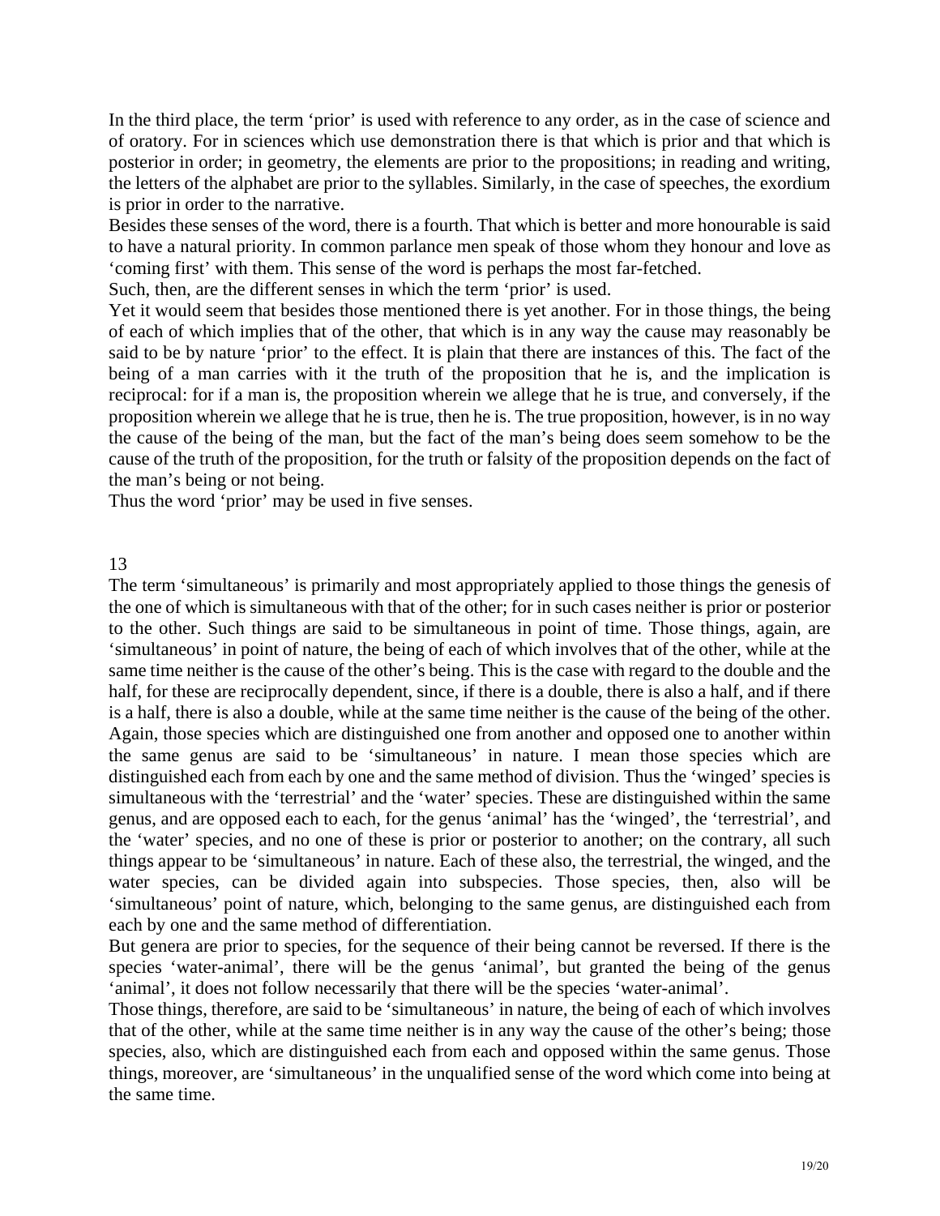In the third place, the term 'prior' is used with reference to any order, as in the case of science and of oratory. For in sciences which use demonstration there is that which is prior and that which is posterior in order; in geometry, the elements are prior to the propositions; in reading and writing, the letters of the alphabet are prior to the syllables. Similarly, in the case of speeches, the exordium is prior in order to the narrative.

Besides these senses of the word, there is a fourth. That which is better and more honourable is said to have a natural priority. In common parlance men speak of those whom they honour and love as 'coming first' with them. This sense of the word is perhaps the most far-fetched.

Such, then, are the different senses in which the term 'prior' is used.

Yet it would seem that besides those mentioned there is yet another. For in those things, the being of each of which implies that of the other, that which is in any way the cause may reasonably be said to be by nature 'prior' to the effect. It is plain that there are instances of this. The fact of the being of a man carries with it the truth of the proposition that he is, and the implication is reciprocal: for if a man is, the proposition wherein we allege that he is true, and conversely, if the proposition wherein we allege that he is true, then he is. The true proposition, however, is in no way the cause of the being of the man, but the fact of the man's being does seem somehow to be the cause of the truth of the proposition, for the truth or falsity of the proposition depends on the fact of the man's being or not being.

Thus the word 'prior' may be used in five senses.

## 13

The term 'simultaneous' is primarily and most appropriately applied to those things the genesis of the one of which is simultaneous with that of the other; for in such cases neither is prior or posterior to the other. Such things are said to be simultaneous in point of time. Those things, again, are 'simultaneous' in point of nature, the being of each of which involves that of the other, while at the same time neither is the cause of the other's being. This is the case with regard to the double and the half, for these are reciprocally dependent, since, if there is a double, there is also a half, and if there is a half, there is also a double, while at the same time neither is the cause of the being of the other. Again, those species which are distinguished one from another and opposed one to another within the same genus are said to be 'simultaneous' in nature. I mean those species which are distinguished each from each by one and the same method of division. Thus the 'winged' species is simultaneous with the 'terrestrial' and the 'water' species. These are distinguished within the same genus, and are opposed each to each, for the genus 'animal' has the 'winged', the 'terrestrial', and the 'water' species, and no one of these is prior or posterior to another; on the contrary, all such things appear to be 'simultaneous' in nature. Each of these also, the terrestrial, the winged, and the water species, can be divided again into subspecies. Those species, then, also will be 'simultaneous' point of nature, which, belonging to the same genus, are distinguished each from each by one and the same method of differentiation.

But genera are prior to species, for the sequence of their being cannot be reversed. If there is the species 'water-animal', there will be the genus 'animal', but granted the being of the genus 'animal', it does not follow necessarily that there will be the species 'water-animal'.

Those things, therefore, are said to be 'simultaneous' in nature, the being of each of which involves that of the other, while at the same time neither is in any way the cause of the other's being; those species, also, which are distinguished each from each and opposed within the same genus. Those things, moreover, are 'simultaneous' in the unqualified sense of the word which come into being at the same time.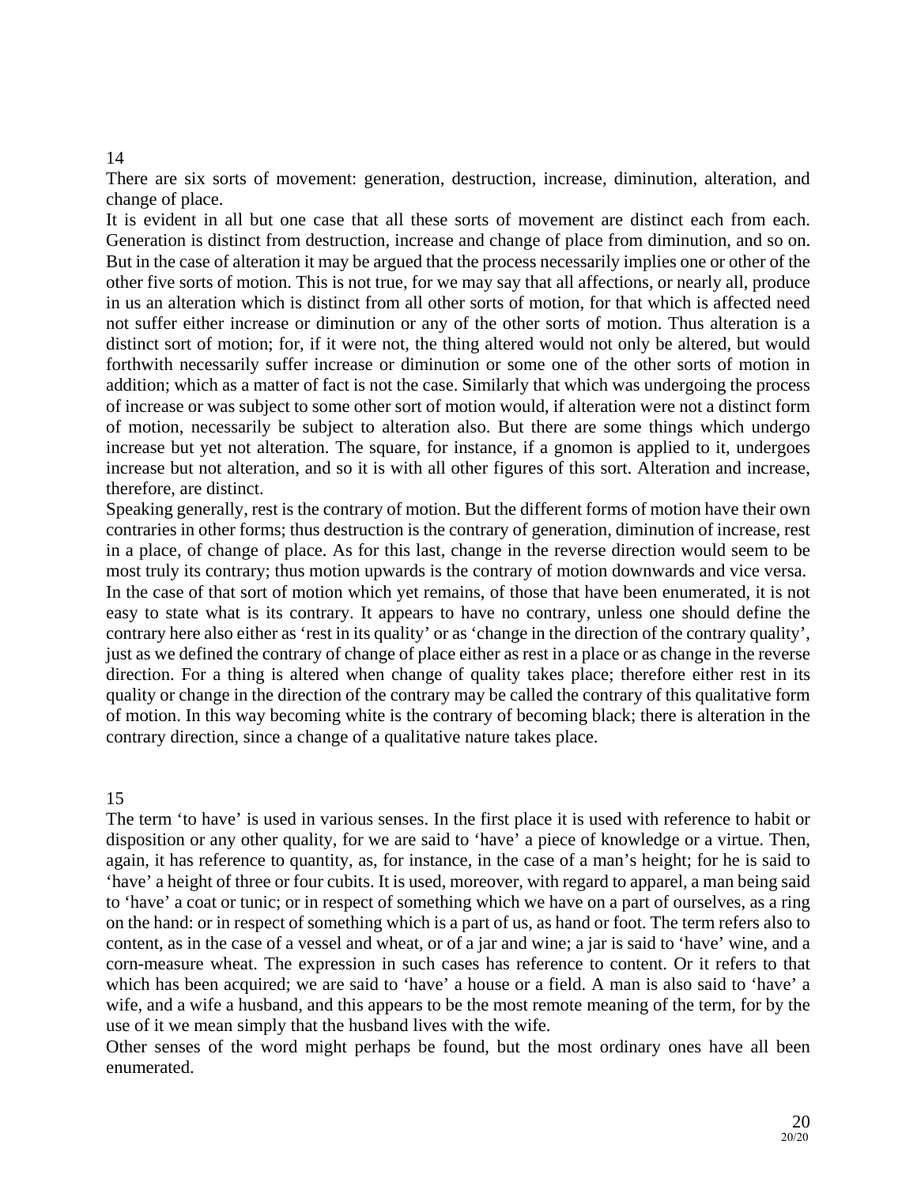## 14

There are six sorts of movement: generation, destruction, increase, diminution, alteration, and change of place.

It is evident in all but one case that all these sorts of movement are distinct each from each. Generation is distinct from destruction, increase and change of place from diminution, and so on. But in the case of alteration it may be argued that the process necessarily implies one or other of the other five sorts of motion. This is not true, for we may say that all affections, or nearly all, produce in us an alteration which is distinct from all other sorts of motion, for that which is affected need not suffer either increase or diminution or any of the other sorts of motion. Thus alteration is a distinct sort of motion; for, if it were not, the thing altered would not only be altered, but would forthwith necessarily suffer increase or diminution or some one of the other sorts of motion in addition; which as a matter of fact is not the case. Similarly that which was undergoing the process of increase or was subject to some other sort of motion would, if alteration were not a distinct form of motion, necessarily be subject to alteration also. But there are some things which undergo increase but yet not alteration. The square, for instance, if a gnomon is applied to it, undergoes increase but not alteration, and so it is with all other figures of this sort. Alteration and increase, therefore, are distinct.

Speaking generally, rest is the contrary of motion. But the different forms of motion have their own contraries in other forms; thus destruction is the contrary of generation, diminution of increase, rest in a place, of change of place. As for this last, change in the reverse direction would seem to be most truly its contrary; thus motion upwards is the contrary of motion downwards and vice versa.

In the case of that sort of motion which yet remains, of those that have been enumerated, it is not easy to state what is its contrary. It appears to have no contrary, unless one should define the contrary here also either as 'rest in its quality' or as 'change in the direction of the contrary quality', just as we defined the contrary of change of place either as rest in a place or as change in the reverse direction. For a thing is altered when change of quality takes place; therefore either rest in its quality or change in the direction of the contrary may be called the contrary of this qualitative form of motion. In this way becoming white is the contrary of becoming black; there is alteration in the contrary direction, since a change of a qualitative nature takes place.

## 15

The term 'to have' is used in various senses. In the first place it is used with reference to habit or disposition or any other quality, for we are said to 'have' a piece of knowledge or a virtue. Then, again, it has reference to quantity, as, for instance, in the case of a man's height; for he is said to 'have' a height of three or four cubits. It is used, moreover, with regard to apparel, a man being said to 'have' a coat or tunic; or in respect of something which we have on a part of ourselves, as a ring on the hand: or in respect of something which is a part of us, as hand or foot. The term refers also to content, as in the case of a vessel and wheat, or of a jar and wine; a jar is said to 'have' wine, and a corn-measure wheat. The expression in such cases has reference to content. Or it refers to that which has been acquired; we are said to 'have' a house or a field. A man is also said to 'have' a wife, and a wife a husband, and this appears to be the most remote meaning of the term, for by the use of it we mean simply that the husband lives with the wife.

Other senses of the word might perhaps be found, but the most ordinary ones have all been enumerated.